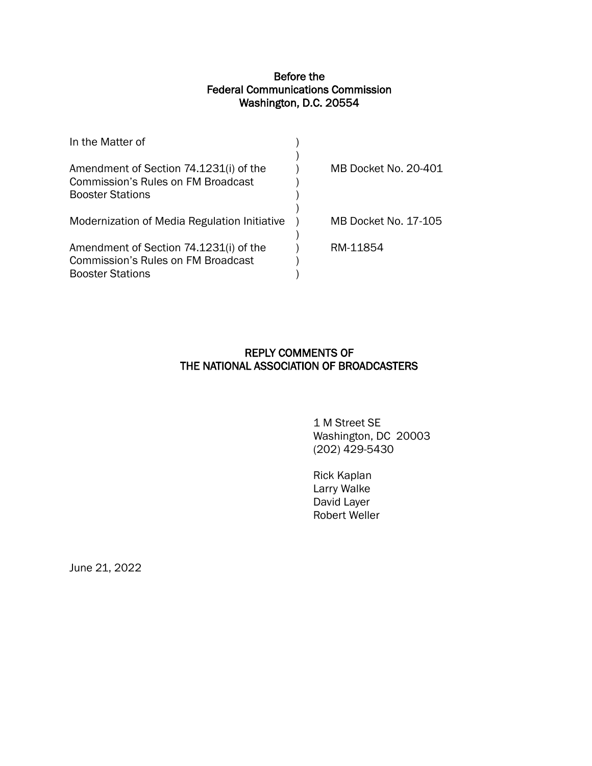**Before the**
**Federal Communications Commission**
**Washington, D.C. 20554**

| | | |
|---|---|---|
| In the Matter of | ) | |
| | ) | |
| Amendment of Section 74.1231(i) of the Commission's Rules on FM Broadcast Booster Stations | ) | MB Docket No. 20-401 |
| | ) | |
| Modernization of Media Regulation Initiative | ) | MB Docket No. 17-105 |
| | ) | |
| Amendment of Section 74.1231(i) of the Commission's Rules on FM Broadcast Booster Stations | ) | RM-11854 |

**REPLY COMMENTS OF**
**THE NATIONAL ASSOCIATION OF BROADCASTERS**

1 M Street SE
Washington, DC 20003
(202) 429-5430

Rick Kaplan
Larry Walke
David Layer
Robert Weller

June 21, 2022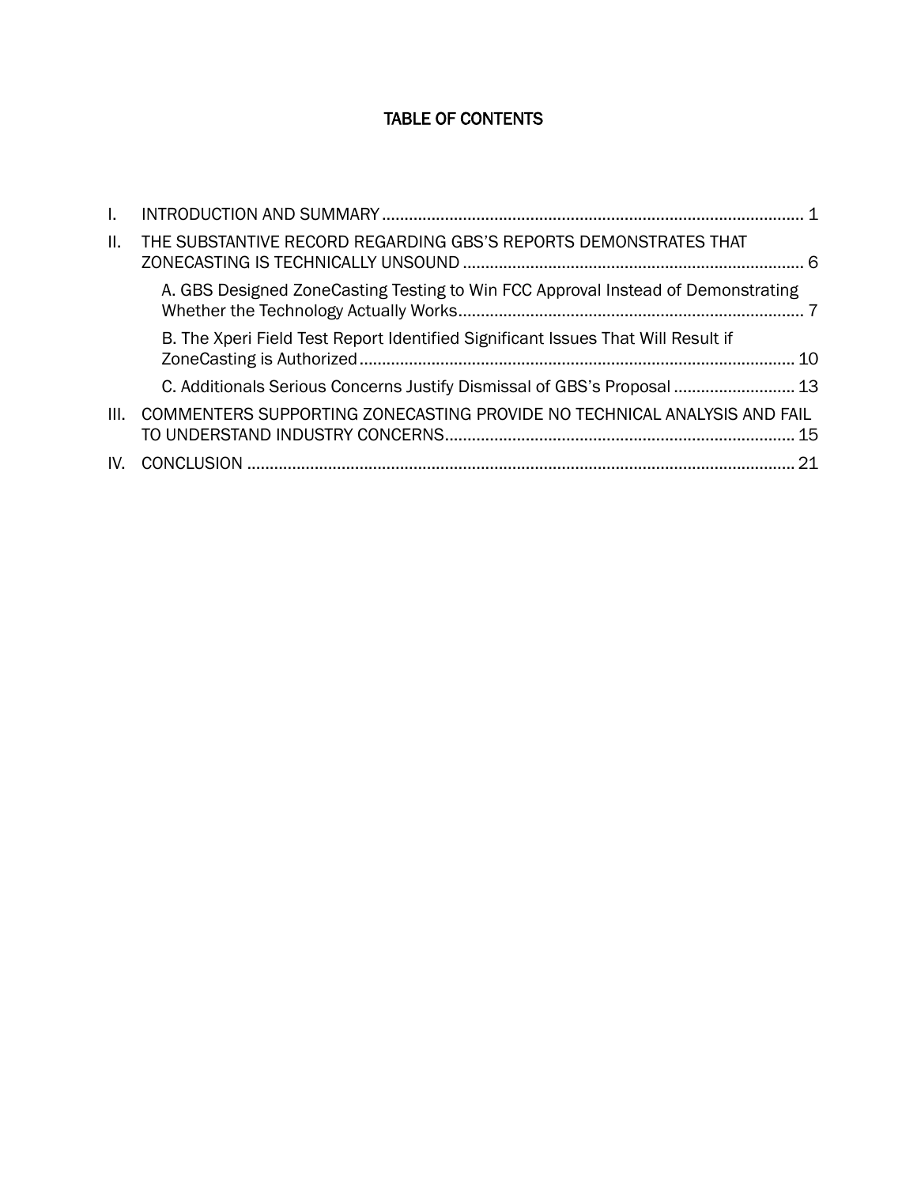# TABLE OF CONTENTS

I. INTRODUCTION AND SUMMARY .......... 1

II. THE SUBSTANTIVE RECORD REGARDING GBS'S REPORTS DEMONSTRATES THAT ZONECASTING IS TECHNICALLY UNSOUND .......... 6

- A. GBS Designed ZoneCasting Testing to Win FCC Approval Instead of Demonstrating Whether the Technology Actually Works .......... 7
- B. The Xperi Field Test Report Identified Significant Issues That Will Result if ZoneCasting is Authorized .......... 10
- C. Additionals Serious Concerns Justify Dismissal of GBS's Proposal .......... 13

III. COMMENTERS SUPPORTING ZONECASTING PROVIDE NO TECHNICAL ANALYSIS AND FAIL TO UNDERSTAND INDUSTRY CONCERNS .......... 15

IV. CONCLUSION .......... 21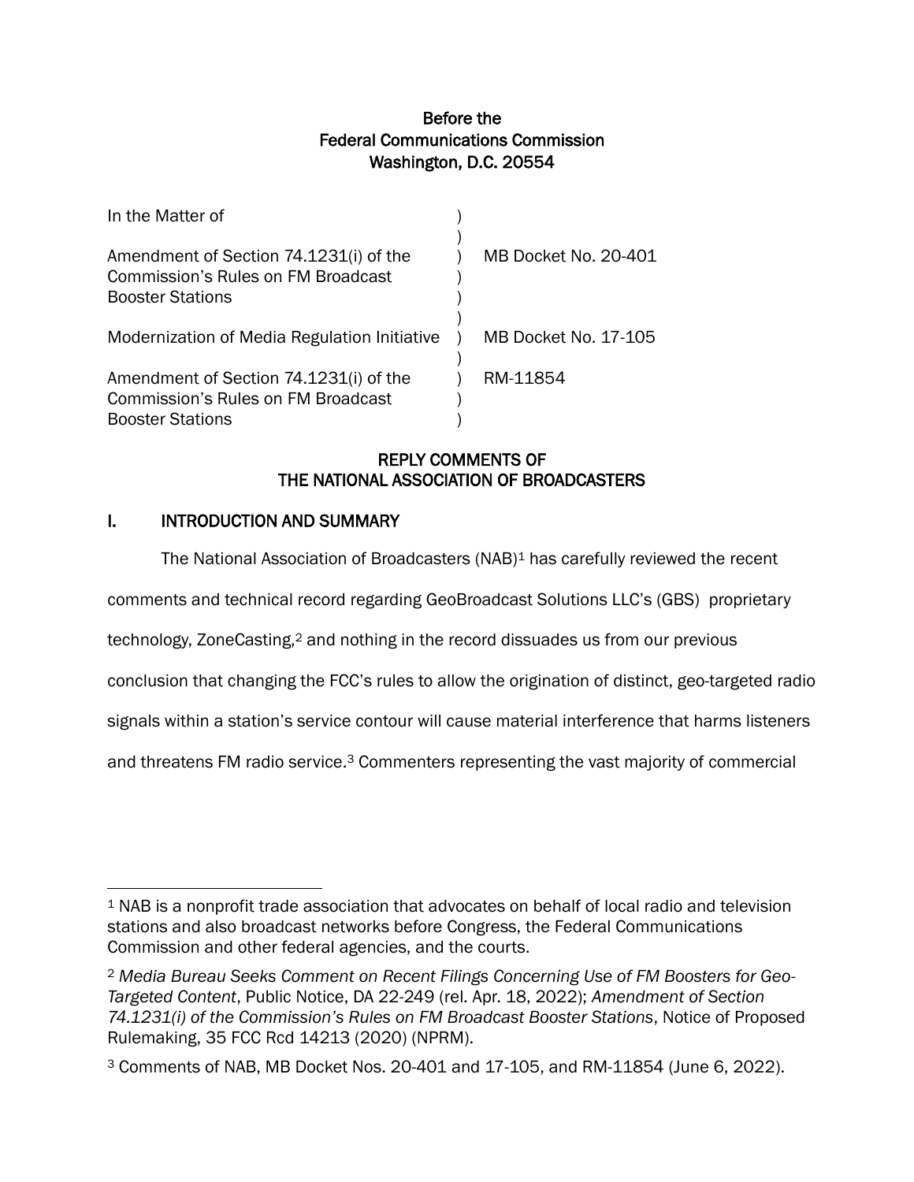Before the
Federal Communications Commission
Washington, D.C. 20554

| | | |
|---|---|---|
| In the Matter of | ) | |
| | ) | |
| Amendment of Section 74.1231(i) of the Commission's Rules on FM Broadcast Booster Stations | ) | MB Docket No. 20-401 |
| | ) | |
| Modernization of Media Regulation Initiative | ) | MB Docket No. 17-105 |
| | ) | |
| Amendment of Section 74.1231(i) of the Commission's Rules on FM Broadcast Booster Stations | ) | RM-11854 |

## REPLY COMMENTS OF THE NATIONAL ASSOCIATION OF BROADCASTERS

## I. INTRODUCTION AND SUMMARY

The National Association of Broadcasters (NAB)[1] has carefully reviewed the recent comments and technical record regarding GeoBroadcast Solutions LLC's (GBS) proprietary technology, ZoneCasting,[2] and nothing in the record dissuades us from our previous conclusion that changing the FCC's rules to allow the origination of distinct, geo-targeted radio signals within a station's service contour will cause material interference that harms listeners and threatens FM radio service.[3] Commenters representing the vast majority of commercial

---

[1] NAB is a nonprofit trade association that advocates on behalf of local radio and television stations and also broadcast networks before Congress, the Federal Communications Commission and other federal agencies, and the courts.

[2] *Media Bureau Seeks Comment on Recent Filings Concerning Use of FM Boosters for Geo-Targeted Content*, Public Notice, DA 22-249 (rel. Apr. 18, 2022); *Amendment of Section 74.1231(i) of the Commission's Rules on FM Broadcast Booster Stations*, Notice of Proposed Rulemaking, 35 FCC Rcd 14213 (2020) (NPRM).

[3] Comments of NAB, MB Docket Nos. 20-401 and 17-105, and RM-11854 (June 6, 2022).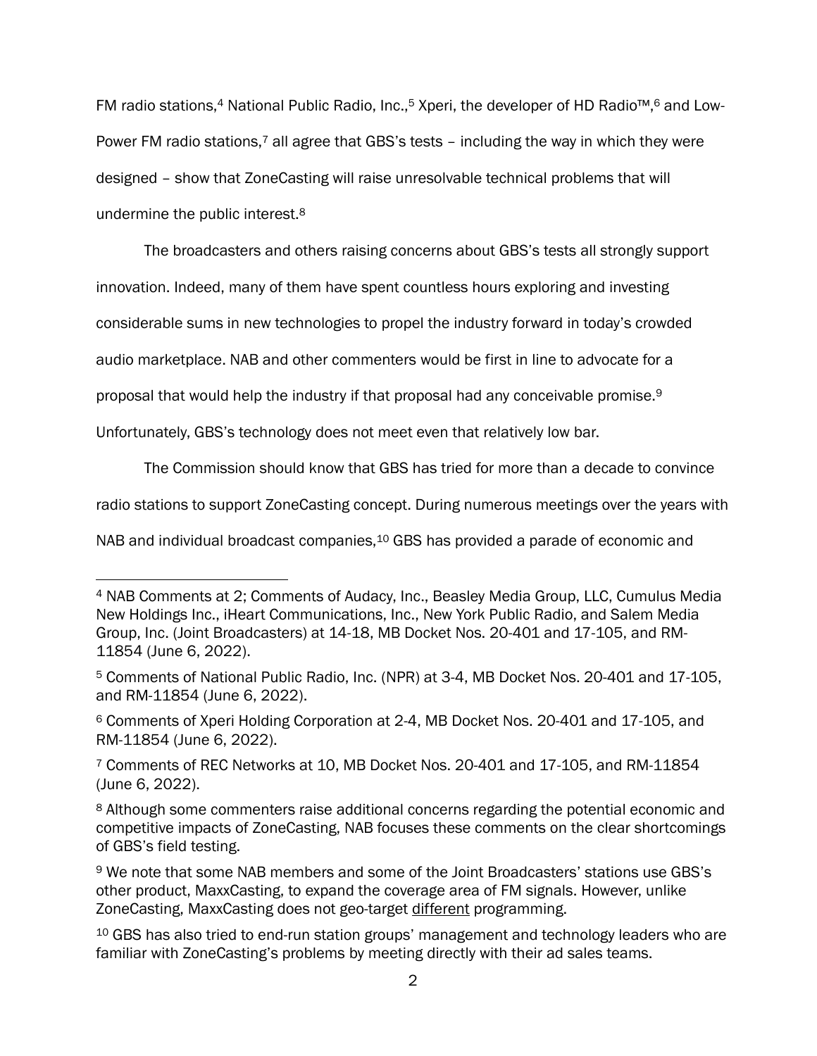FM radio stations,[4] National Public Radio, Inc.,[5] Xperi, the developer of HD Radio™,[6] and Low-Power FM radio stations,[7] all agree that GBS's tests – including the way in which they were designed – show that ZoneCasting will raise unresolvable technical problems that will undermine the public interest.[8]

The broadcasters and others raising concerns about GBS's tests all strongly support innovation. Indeed, many of them have spent countless hours exploring and investing considerable sums in new technologies to propel the industry forward in today's crowded audio marketplace. NAB and other commenters would be first in line to advocate for a proposal that would help the industry if that proposal had any conceivable promise.[9] Unfortunately, GBS's technology does not meet even that relatively low bar.

The Commission should know that GBS has tried for more than a decade to convince radio stations to support ZoneCasting concept. During numerous meetings over the years with NAB and individual broadcast companies,[10] GBS has provided a parade of economic and

---

[4] NAB Comments at 2; Comments of Audacy, Inc., Beasley Media Group, LLC, Cumulus Media New Holdings Inc., iHeart Communications, Inc., New York Public Radio, and Salem Media Group, Inc. (Joint Broadcasters) at 14-18, MB Docket Nos. 20-401 and 17-105, and RM-11854 (June 6, 2022).

[5] Comments of National Public Radio, Inc. (NPR) at 3-4, MB Docket Nos. 20-401 and 17-105, and RM-11854 (June 6, 2022).

[6] Comments of Xperi Holding Corporation at 2-4, MB Docket Nos. 20-401 and 17-105, and RM-11854 (June 6, 2022).

[7] Comments of REC Networks at 10, MB Docket Nos. 20-401 and 17-105, and RM-11854 (June 6, 2022).

[8] Although some commenters raise additional concerns regarding the potential economic and competitive impacts of ZoneCasting, NAB focuses these comments on the clear shortcomings of GBS's field testing.

[9] We note that some NAB members and some of the Joint Broadcasters' stations use GBS's other product, MaxxCasting, to expand the coverage area of FM signals. However, unlike ZoneCasting, MaxxCasting does not geo-target <u>different</u> programming.

[10] GBS has also tried to end-run station groups' management and technology leaders who are familiar with ZoneCasting's problems by meeting directly with their ad sales teams.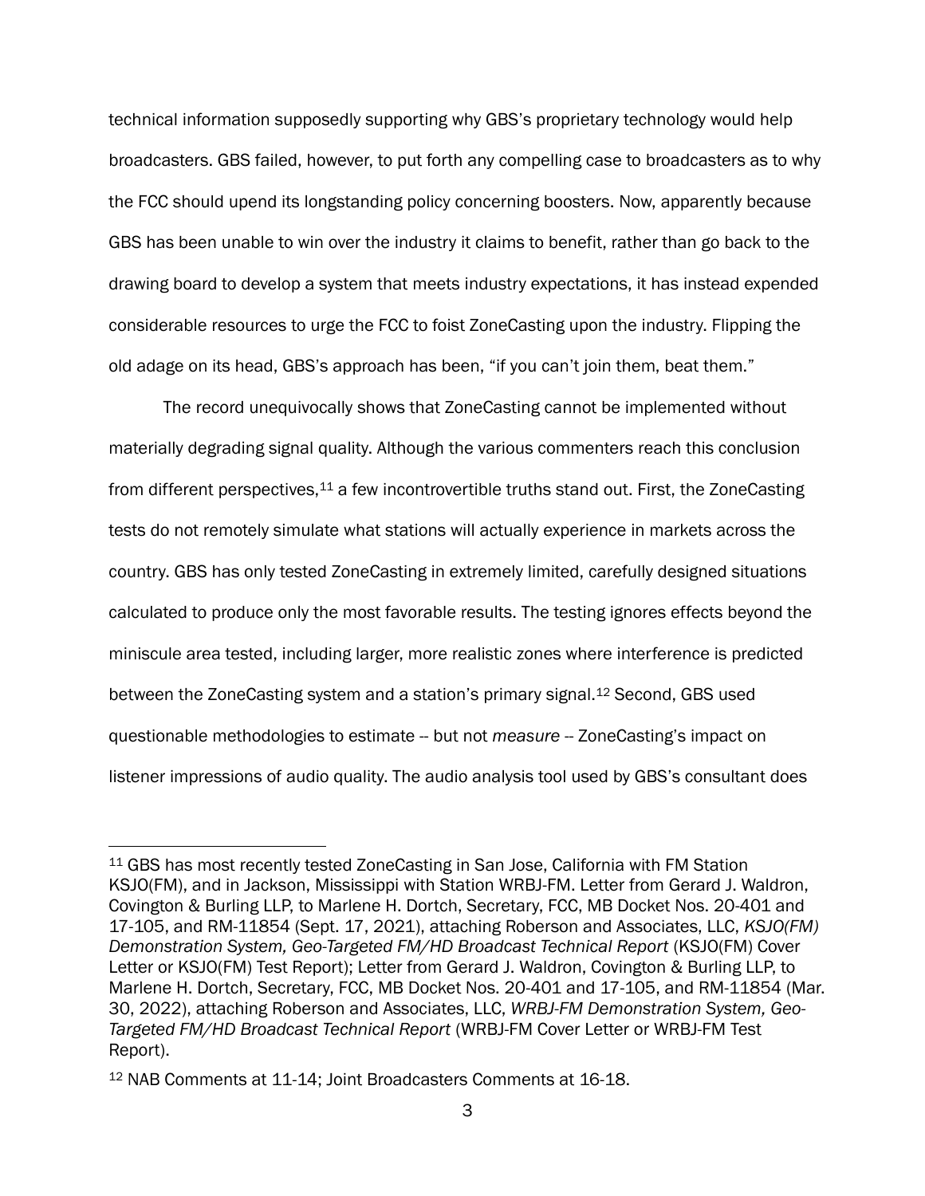technical information supposedly supporting why GBS's proprietary technology would help broadcasters. GBS failed, however, to put forth any compelling case to broadcasters as to why the FCC should upend its longstanding policy concerning boosters. Now, apparently because GBS has been unable to win over the industry it claims to benefit, rather than go back to the drawing board to develop a system that meets industry expectations, it has instead expended considerable resources to urge the FCC to foist ZoneCasting upon the industry. Flipping the old adage on its head, GBS's approach has been, "if you can't join them, beat them."

The record unequivocally shows that ZoneCasting cannot be implemented without materially degrading signal quality. Although the various commenters reach this conclusion from different perspectives,[11] a few incontrovertible truths stand out. First, the ZoneCasting tests do not remotely simulate what stations will actually experience in markets across the country. GBS has only tested ZoneCasting in extremely limited, carefully designed situations calculated to produce only the most favorable results. The testing ignores effects beyond the miniscule area tested, including larger, more realistic zones where interference is predicted between the ZoneCasting system and a station's primary signal.[12] Second, GBS used questionable methodologies to estimate -- but not *measure* -- ZoneCasting's impact on listener impressions of audio quality. The audio analysis tool used by GBS's consultant does

---

[11] GBS has most recently tested ZoneCasting in San Jose, California with FM Station KSJO(FM), and in Jackson, Mississippi with Station WRBJ-FM. Letter from Gerard J. Waldron, Covington & Burling LLP, to Marlene H. Dortch, Secretary, FCC, MB Docket Nos. 20-401 and 17-105, and RM-11854 (Sept. 17, 2021), attaching Roberson and Associates, LLC, *KSJO(FM) Demonstration System, Geo-Targeted FM/HD Broadcast Technical Report* (KSJO(FM) Cover Letter or KSJO(FM) Test Report); Letter from Gerard J. Waldron, Covington & Burling LLP, to Marlene H. Dortch, Secretary, FCC, MB Docket Nos. 20-401 and 17-105, and RM-11854 (Mar. 30, 2022), attaching Roberson and Associates, LLC, *WRBJ-FM Demonstration System, Geo-Targeted FM/HD Broadcast Technical Report* (WRBJ-FM Cover Letter or WRBJ-FM Test Report).

[12] NAB Comments at 11-14; Joint Broadcasters Comments at 16-18.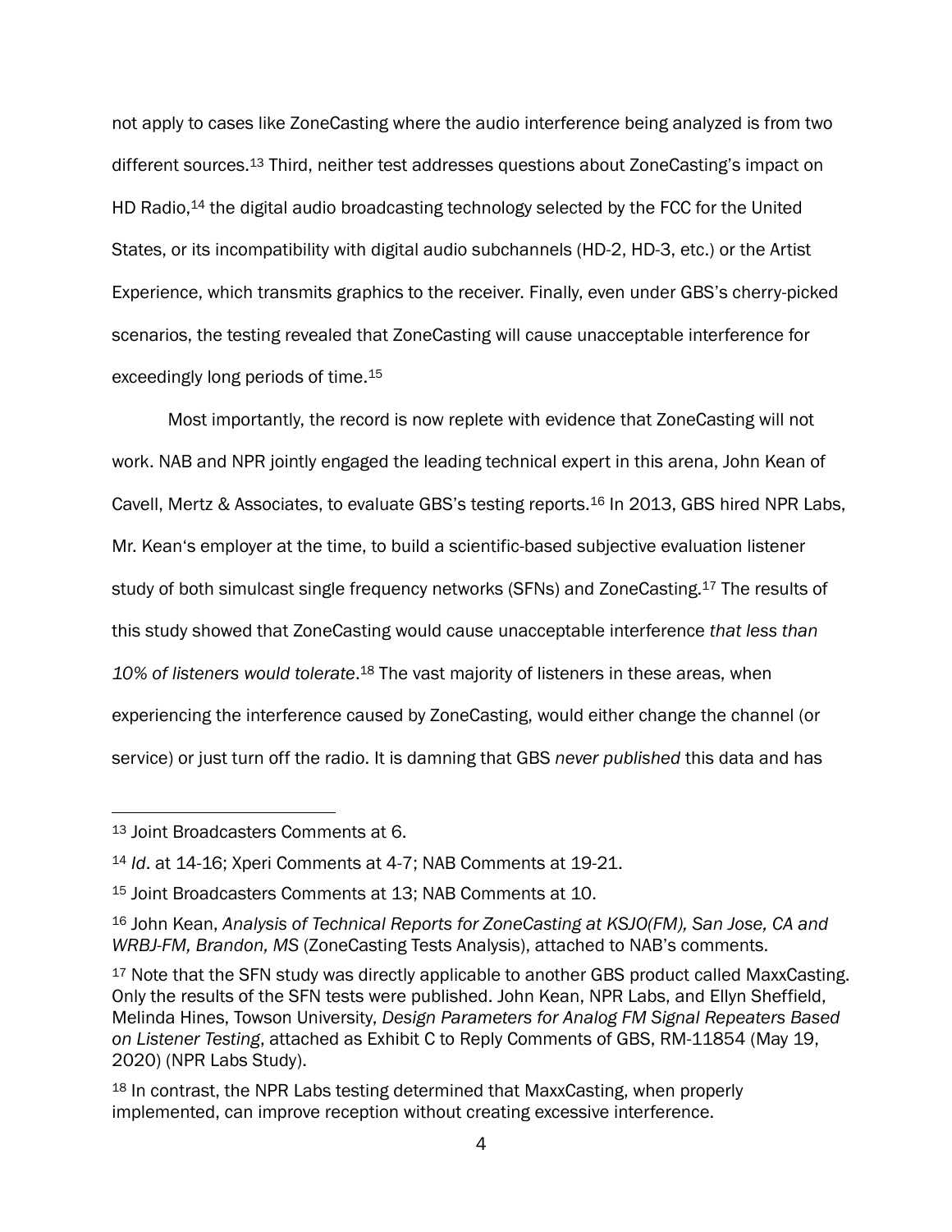not apply to cases like ZoneCasting where the audio interference being analyzed is from two different sources.[13] Third, neither test addresses questions about ZoneCasting's impact on HD Radio,[14] the digital audio broadcasting technology selected by the FCC for the United States, or its incompatibility with digital audio subchannels (HD-2, HD-3, etc.) or the Artist Experience, which transmits graphics to the receiver. Finally, even under GBS's cherry-picked scenarios, the testing revealed that ZoneCasting will cause unacceptable interference for exceedingly long periods of time.[15]

Most importantly, the record is now replete with evidence that ZoneCasting will not work. NAB and NPR jointly engaged the leading technical expert in this arena, John Kean of Cavell, Mertz & Associates, to evaluate GBS's testing reports.[16] In 2013, GBS hired NPR Labs, Mr. Kean's employer at the time, to build a scientific-based subjective evaluation listener study of both simulcast single frequency networks (SFNs) and ZoneCasting.[17] The results of this study showed that ZoneCasting would cause unacceptable interference *that less than 10% of listeners would tolerate*.[18] The vast majority of listeners in these areas, when experiencing the interference caused by ZoneCasting, would either change the channel (or service) or just turn off the radio. It is damning that GBS *never published* this data and has

---

[13] Joint Broadcasters Comments at 6.

[14] *Id*. at 14-16; Xperi Comments at 4-7; NAB Comments at 19-21.

[15] Joint Broadcasters Comments at 13; NAB Comments at 10.

[16] John Kean, *Analysis of Technical Reports for ZoneCasting at KSJO(FM), San Jose, CA and WRBJ-FM, Brandon, MS* (ZoneCasting Tests Analysis), attached to NAB's comments.

[17] Note that the SFN study was directly applicable to another GBS product called MaxxCasting. Only the results of the SFN tests were published. John Kean, NPR Labs, and Ellyn Sheffield, Melinda Hines, Towson University, *Design Parameters for Analog FM Signal Repeaters Based on Listener Testing*, attached as Exhibit C to Reply Comments of GBS, RM-11854 (May 19, 2020) (NPR Labs Study).

[18] In contrast, the NPR Labs testing determined that MaxxCasting, when properly implemented, can improve reception without creating excessive interference.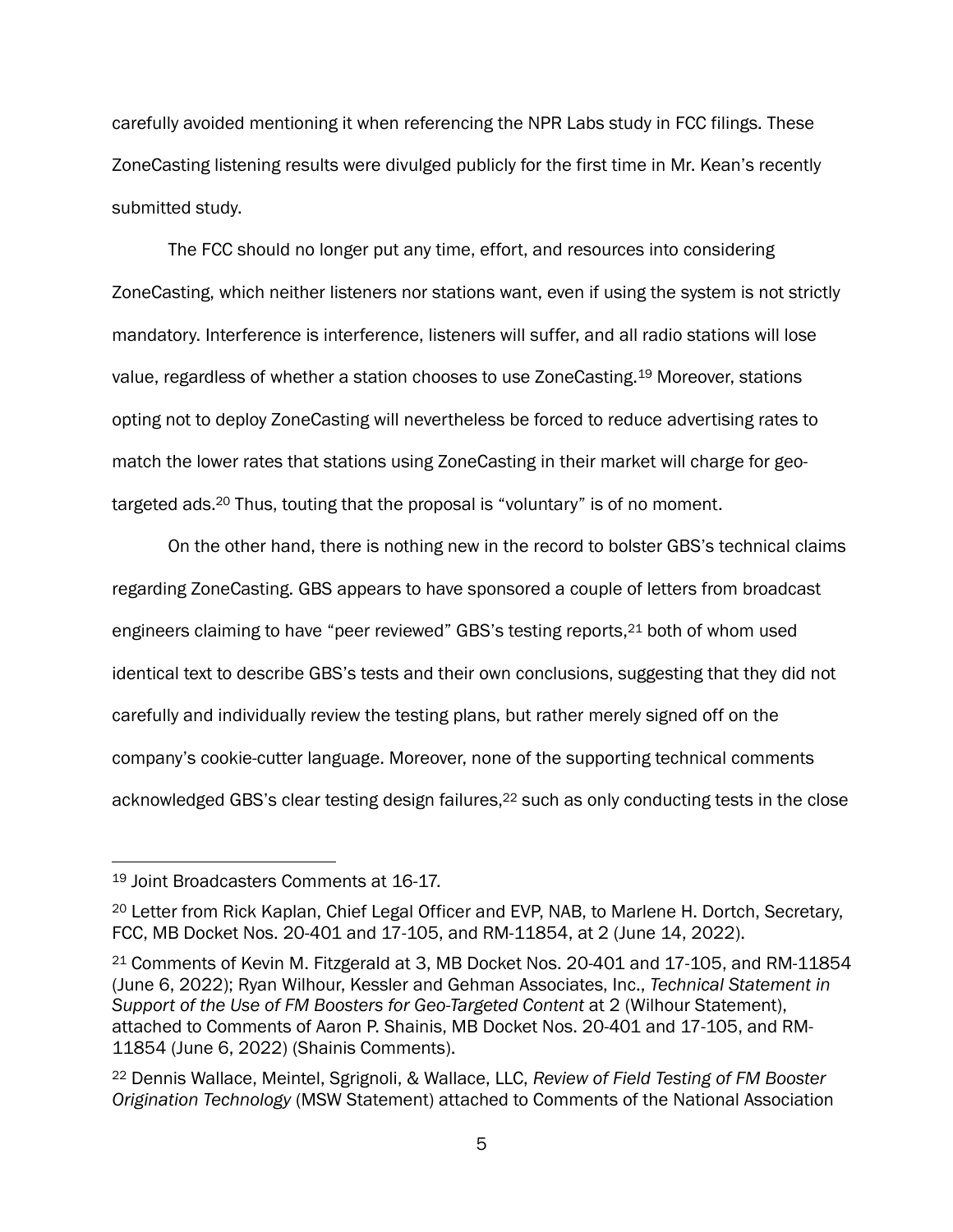carefully avoided mentioning it when referencing the NPR Labs study in FCC filings. These ZoneCasting listening results were divulged publicly for the first time in Mr. Kean's recently submitted study.

The FCC should no longer put any time, effort, and resources into considering ZoneCasting, which neither listeners nor stations want, even if using the system is not strictly mandatory. Interference is interference, listeners will suffer, and all radio stations will lose value, regardless of whether a station chooses to use ZoneCasting.[19] Moreover, stations opting not to deploy ZoneCasting will nevertheless be forced to reduce advertising rates to match the lower rates that stations using ZoneCasting in their market will charge for geo-targeted ads.[20] Thus, touting that the proposal is "voluntary" is of no moment.

On the other hand, there is nothing new in the record to bolster GBS's technical claims regarding ZoneCasting. GBS appears to have sponsored a couple of letters from broadcast engineers claiming to have "peer reviewed" GBS's testing reports,[21] both of whom used identical text to describe GBS's tests and their own conclusions, suggesting that they did not carefully and individually review the testing plans, but rather merely signed off on the company's cookie-cutter language. Moreover, none of the supporting technical comments acknowledged GBS's clear testing design failures,[22] such as only conducting tests in the close

---

[19] Joint Broadcasters Comments at 16-17.

[20] Letter from Rick Kaplan, Chief Legal Officer and EVP, NAB, to Marlene H. Dortch, Secretary, FCC, MB Docket Nos. 20-401 and 17-105, and RM-11854, at 2 (June 14, 2022).

[21] Comments of Kevin M. Fitzgerald at 3, MB Docket Nos. 20-401 and 17-105, and RM-11854 (June 6, 2022); Ryan Wilhour, Kessler and Gehman Associates, Inc., *Technical Statement in Support of the Use of FM Boosters for Geo-Targeted Content* at 2 (Wilhour Statement), attached to Comments of Aaron P. Shainis, MB Docket Nos. 20-401 and 17-105, and RM-11854 (June 6, 2022) (Shainis Comments).

[22] Dennis Wallace, Meintel, Sgrignoli, & Wallace, LLC, *Review of Field Testing of FM Booster Origination Technology* (MSW Statement) attached to Comments of the National Association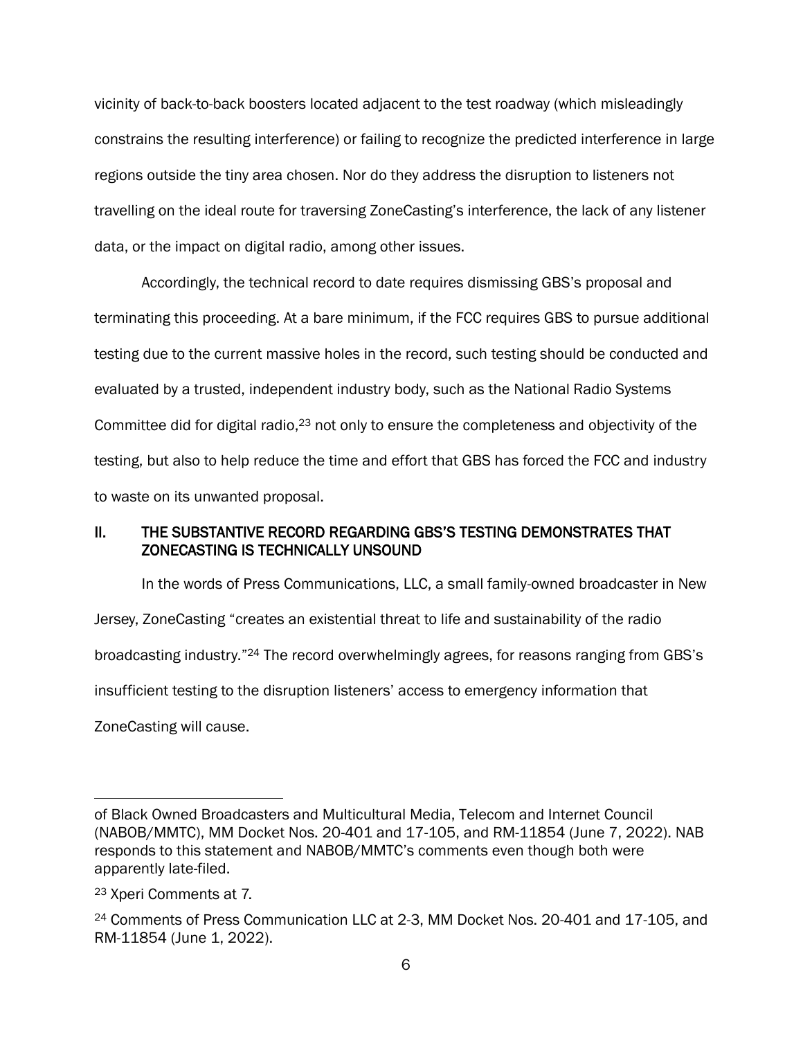vicinity of back-to-back boosters located adjacent to the test roadway (which misleadingly constrains the resulting interference) or failing to recognize the predicted interference in large regions outside the tiny area chosen. Nor do they address the disruption to listeners not travelling on the ideal route for traversing ZoneCasting's interference, the lack of any listener data, or the impact on digital radio, among other issues.

Accordingly, the technical record to date requires dismissing GBS's proposal and terminating this proceeding. At a bare minimum, if the FCC requires GBS to pursue additional testing due to the current massive holes in the record, such testing should be conducted and evaluated by a trusted, independent industry body, such as the National Radio Systems Committee did for digital radio,[23] not only to ensure the completeness and objectivity of the testing, but also to help reduce the time and effort that GBS has forced the FCC and industry to waste on its unwanted proposal.

## II. THE SUBSTANTIVE RECORD REGARDING GBS'S TESTING DEMONSTRATES THAT ZONECASTING IS TECHNICALLY UNSOUND

In the words of Press Communications, LLC, a small family-owned broadcaster in New Jersey, ZoneCasting "creates an existential threat to life and sustainability of the radio broadcasting industry."[24] The record overwhelmingly agrees, for reasons ranging from GBS's insufficient testing to the disruption listeners' access to emergency information that ZoneCasting will cause.

---

of Black Owned Broadcasters and Multicultural Media, Telecom and Internet Council (NABOB/MMTC), MM Docket Nos. 20-401 and 17-105, and RM-11854 (June 7, 2022). NAB responds to this statement and NABOB/MMTC's comments even though both were apparently late-filed.

[23] Xperi Comments at 7.

[24] Comments of Press Communication LLC at 2-3, MM Docket Nos. 20-401 and 17-105, and RM-11854 (June 1, 2022).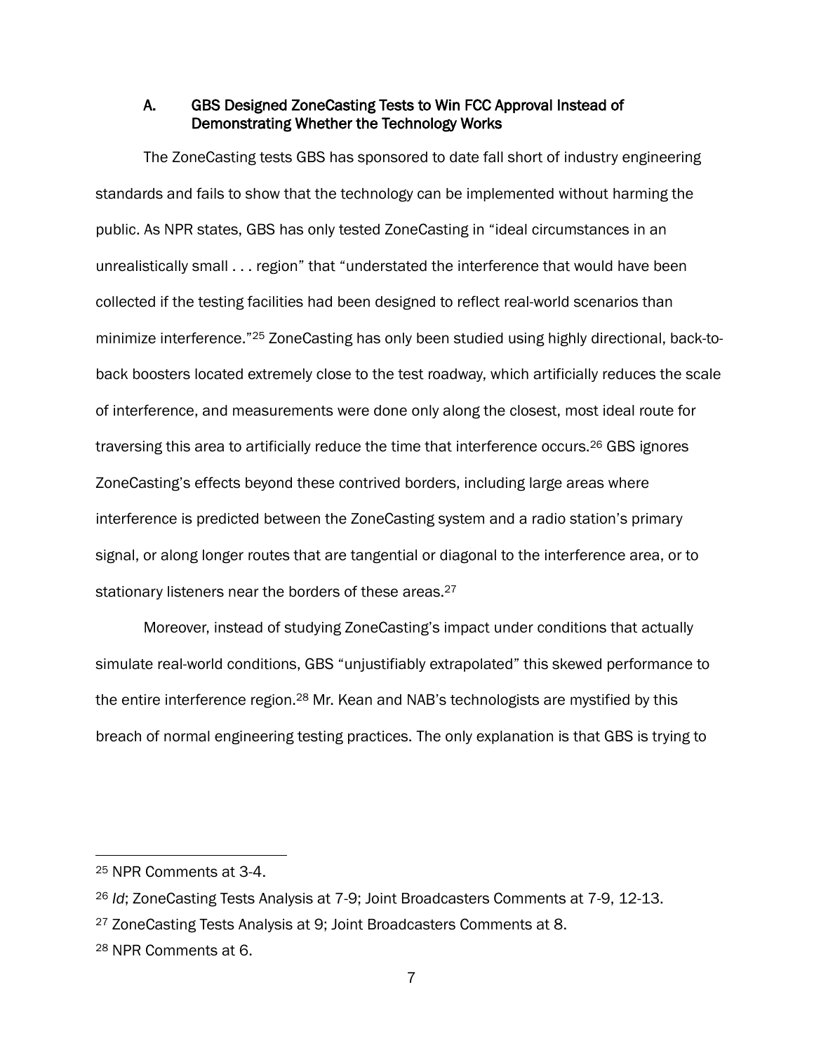### A. GBS Designed ZoneCasting Tests to Win FCC Approval Instead of Demonstrating Whether the Technology Works

The ZoneCasting tests GBS has sponsored to date fall short of industry engineering standards and fails to show that the technology can be implemented without harming the public. As NPR states, GBS has only tested ZoneCasting in "ideal circumstances in an unrealistically small . . . region" that "understated the interference that would have been collected if the testing facilities had been designed to reflect real-world scenarios than minimize interference."[25] ZoneCasting has only been studied using highly directional, back-to-back boosters located extremely close to the test roadway, which artificially reduces the scale of interference, and measurements were done only along the closest, most ideal route for traversing this area to artificially reduce the time that interference occurs.[26] GBS ignores ZoneCasting's effects beyond these contrived borders, including large areas where interference is predicted between the ZoneCasting system and a radio station's primary signal, or along longer routes that are tangential or diagonal to the interference area, or to stationary listeners near the borders of these areas.[27]

Moreover, instead of studying ZoneCasting's impact under conditions that actually simulate real-world conditions, GBS "unjustifiably extrapolated" this skewed performance to the entire interference region.[28] Mr. Kean and NAB's technologists are mystified by this breach of normal engineering testing practices. The only explanation is that GBS is trying to

---

[25] NPR Comments at 3-4.

[26] *Id*; ZoneCasting Tests Analysis at 7-9; Joint Broadcasters Comments at 7-9, 12-13.

[27] ZoneCasting Tests Analysis at 9; Joint Broadcasters Comments at 8.

[28] NPR Comments at 6.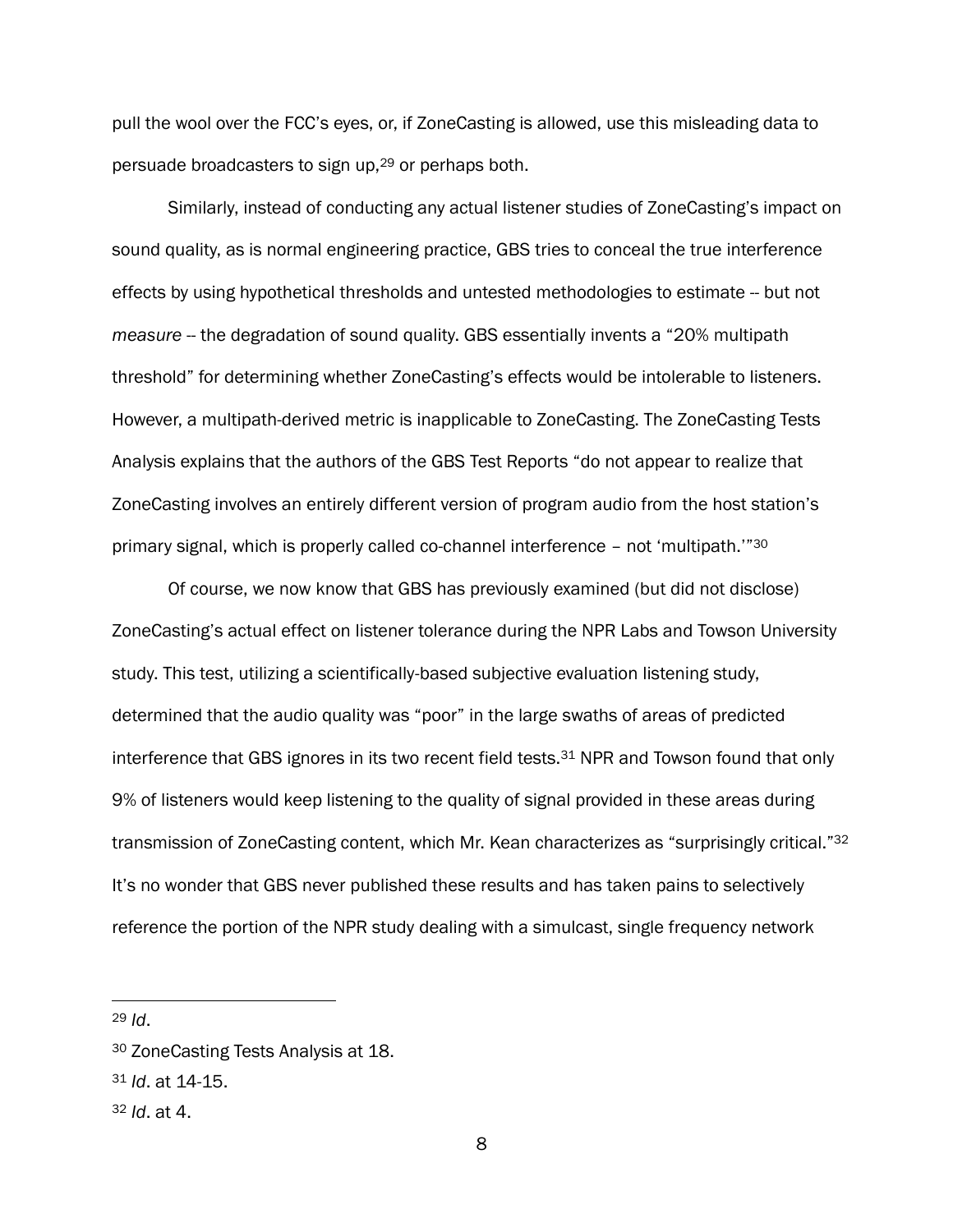pull the wool over the FCC's eyes, or, if ZoneCasting is allowed, use this misleading data to persuade broadcasters to sign up,[29] or perhaps both.

Similarly, instead of conducting any actual listener studies of ZoneCasting's impact on sound quality, as is normal engineering practice, GBS tries to conceal the true interference effects by using hypothetical thresholds and untested methodologies to estimate -- but not *measure* -- the degradation of sound quality. GBS essentially invents a "20% multipath threshold" for determining whether ZoneCasting's effects would be intolerable to listeners. However, a multipath-derived metric is inapplicable to ZoneCasting. The ZoneCasting Tests Analysis explains that the authors of the GBS Test Reports "do not appear to realize that ZoneCasting involves an entirely different version of program audio from the host station's primary signal, which is properly called co-channel interference – not 'multipath.'"[30]

Of course, we now know that GBS has previously examined (but did not disclose) ZoneCasting's actual effect on listener tolerance during the NPR Labs and Towson University study. This test, utilizing a scientifically-based subjective evaluation listening study, determined that the audio quality was "poor" in the large swaths of areas of predicted interference that GBS ignores in its two recent field tests.[31] NPR and Towson found that only 9% of listeners would keep listening to the quality of signal provided in these areas during transmission of ZoneCasting content, which Mr. Kean characterizes as "surprisingly critical."[32] It's no wonder that GBS never published these results and has taken pains to selectively reference the portion of the NPR study dealing with a simulcast, single frequency network

---

[29] *Id*.

[30] ZoneCasting Tests Analysis at 18.

[31] *Id*. at 14-15.

[32] *Id*. at 4.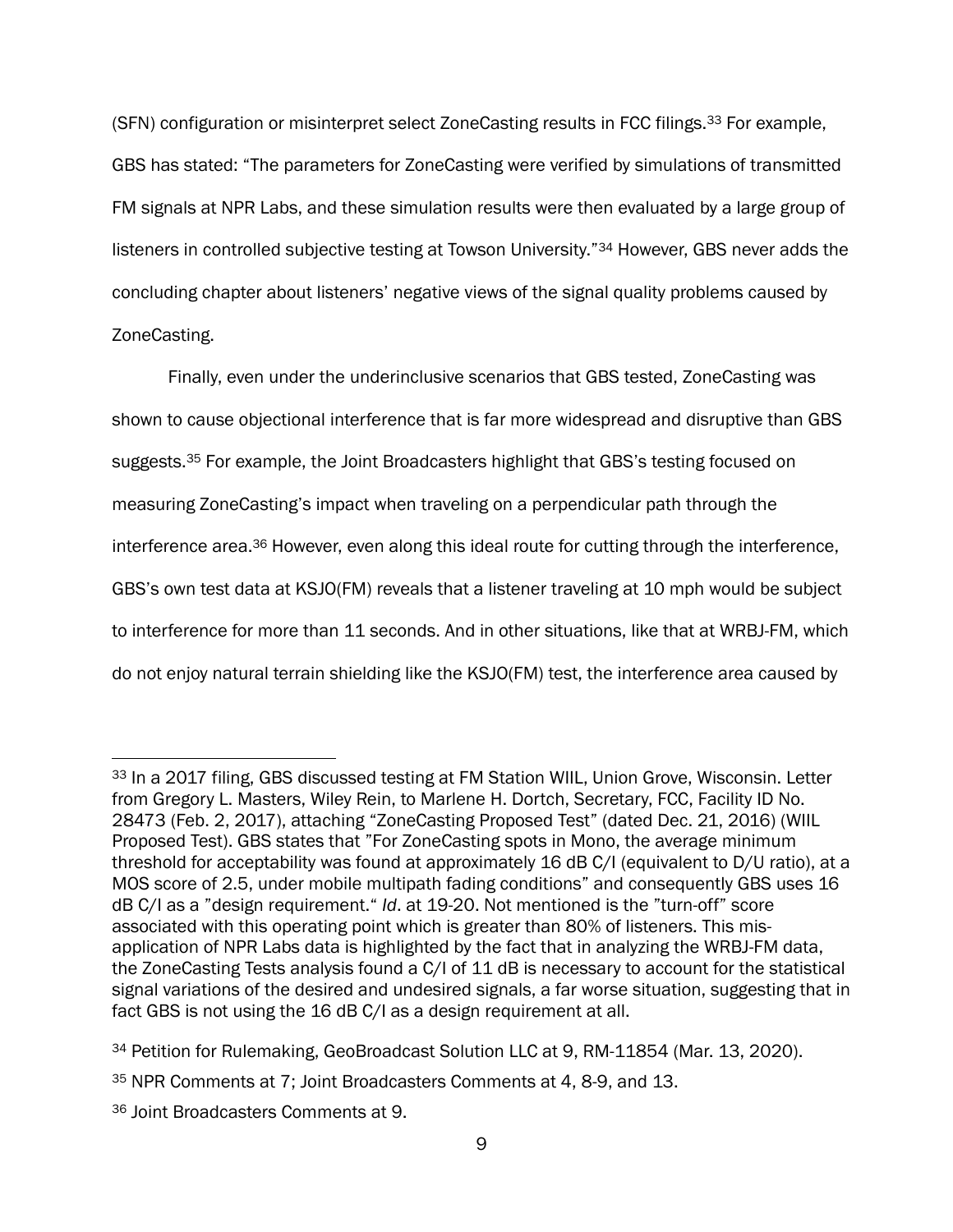(SFN) configuration or misinterpret select ZoneCasting results in FCC filings.[33] For example, GBS has stated: "The parameters for ZoneCasting were verified by simulations of transmitted FM signals at NPR Labs, and these simulation results were then evaluated by a large group of listeners in controlled subjective testing at Towson University."[34] However, GBS never adds the concluding chapter about listeners' negative views of the signal quality problems caused by ZoneCasting.

Finally, even under the underinclusive scenarios that GBS tested, ZoneCasting was shown to cause objectional interference that is far more widespread and disruptive than GBS suggests.[35] For example, the Joint Broadcasters highlight that GBS's testing focused on measuring ZoneCasting's impact when traveling on a perpendicular path through the interference area.[36] However, even along this ideal route for cutting through the interference, GBS's own test data at KSJO(FM) reveals that a listener traveling at 10 mph would be subject to interference for more than 11 seconds. And in other situations, like that at WRBJ-FM, which do not enjoy natural terrain shielding like the KSJO(FM) test, the interference area caused by

---

[33] In a 2017 filing, GBS discussed testing at FM Station WIIL, Union Grove, Wisconsin. Letter from Gregory L. Masters, Wiley Rein, to Marlene H. Dortch, Secretary, FCC, Facility ID No. 28473 (Feb. 2, 2017), attaching "ZoneCasting Proposed Test" (dated Dec. 21, 2016) (WIIL Proposed Test). GBS states that "For ZoneCasting spots in Mono, the average minimum threshold for acceptability was found at approximately 16 dB C/I (equivalent to D/U ratio), at a MOS score of 2.5, under mobile multipath fading conditions" and consequently GBS uses 16 dB C/I as a "design requirement." *Id*. at 19-20. Not mentioned is the "turn-off" score associated with this operating point which is greater than 80% of listeners. This mis-application of NPR Labs data is highlighted by the fact that in analyzing the WRBJ-FM data, the ZoneCasting Tests analysis found a C/I of 11 dB is necessary to account for the statistical signal variations of the desired and undesired signals, a far worse situation, suggesting that in fact GBS is not using the 16 dB C/I as a design requirement at all.

[34] Petition for Rulemaking, GeoBroadcast Solution LLC at 9, RM-11854 (Mar. 13, 2020).

[35] NPR Comments at 7; Joint Broadcasters Comments at 4, 8-9, and 13.

[36] Joint Broadcasters Comments at 9.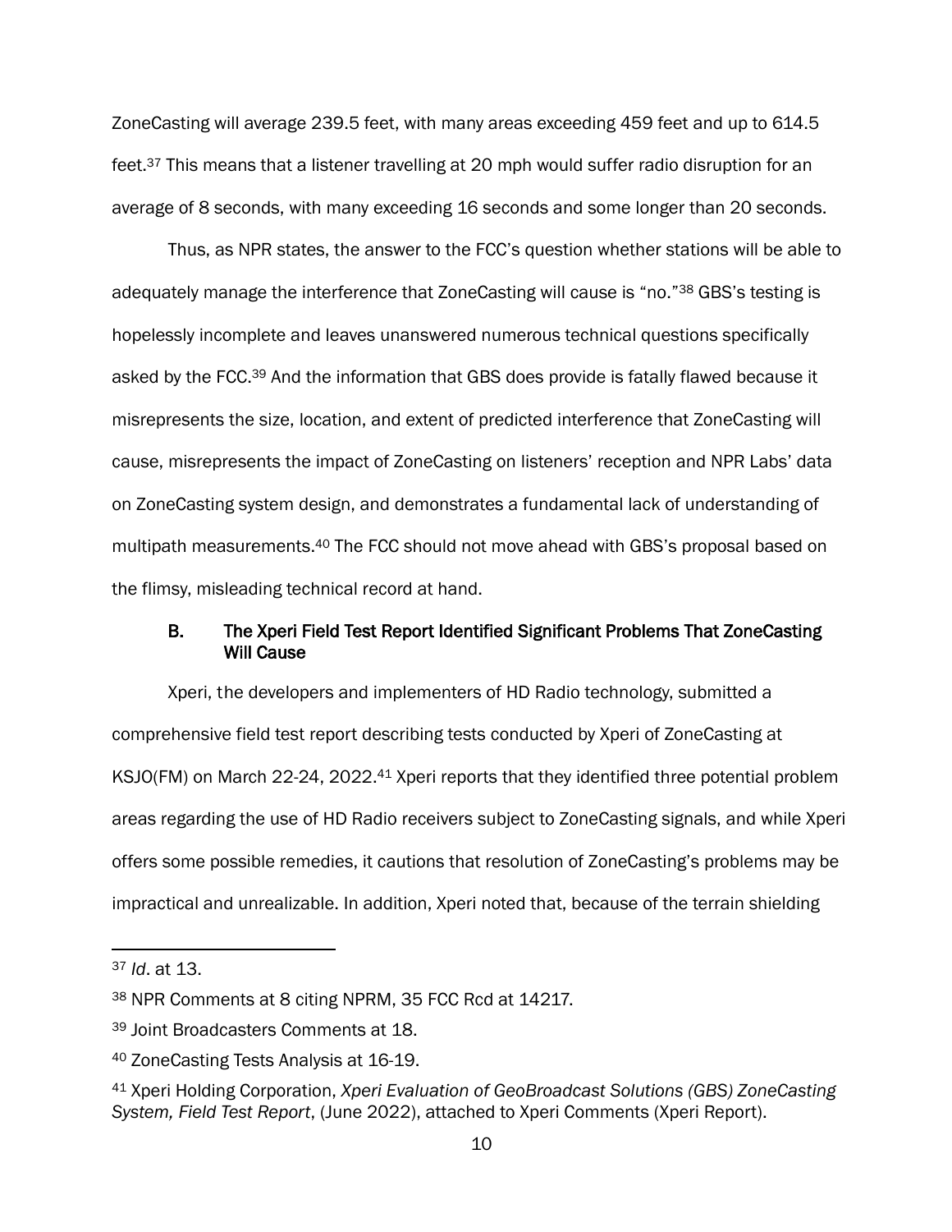ZoneCasting will average 239.5 feet, with many areas exceeding 459 feet and up to 614.5 feet.[37] This means that a listener travelling at 20 mph would suffer radio disruption for an average of 8 seconds, with many exceeding 16 seconds and some longer than 20 seconds.

Thus, as NPR states, the answer to the FCC's question whether stations will be able to adequately manage the interference that ZoneCasting will cause is "no."[38] GBS's testing is hopelessly incomplete and leaves unanswered numerous technical questions specifically asked by the FCC.[39] And the information that GBS does provide is fatally flawed because it misrepresents the size, location, and extent of predicted interference that ZoneCasting will cause, misrepresents the impact of ZoneCasting on listeners' reception and NPR Labs' data on ZoneCasting system design, and demonstrates a fundamental lack of understanding of multipath measurements.[40] The FCC should not move ahead with GBS's proposal based on the flimsy, misleading technical record at hand.

### B. The Xperi Field Test Report Identified Significant Problems That ZoneCasting Will Cause

Xperi, the developers and implementers of HD Radio technology, submitted a comprehensive field test report describing tests conducted by Xperi of ZoneCasting at KSJO(FM) on March 22-24, 2022.[41] Xperi reports that they identified three potential problem areas regarding the use of HD Radio receivers subject to ZoneCasting signals, and while Xperi offers some possible remedies, it cautions that resolution of ZoneCasting's problems may be impractical and unrealizable. In addition, Xperi noted that, because of the terrain shielding

---

[37] *Id*. at 13.

[38] NPR Comments at 8 citing NPRM, 35 FCC Rcd at 14217.

[39] Joint Broadcasters Comments at 18.

[40] ZoneCasting Tests Analysis at 16-19.

[41] Xperi Holding Corporation, *Xperi Evaluation of GeoBroadcast Solutions (GBS) ZoneCasting System, Field Test Report*, (June 2022), attached to Xperi Comments (Xperi Report).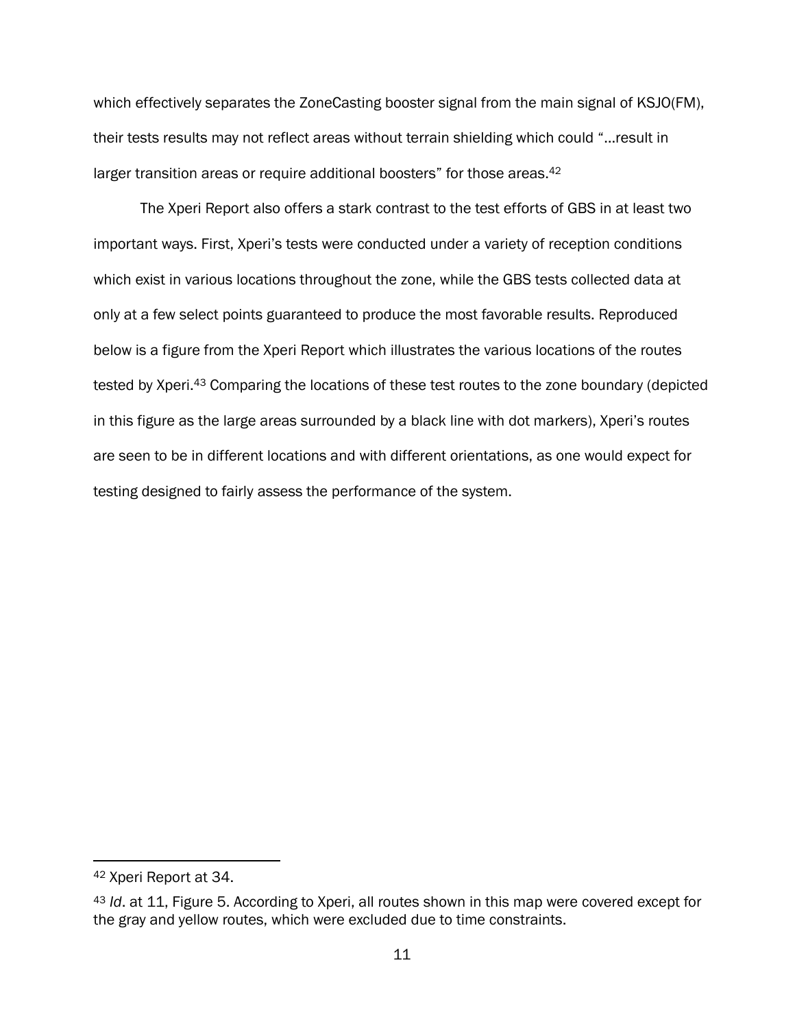which effectively separates the ZoneCasting booster signal from the main signal of KSJO(FM), their tests results may not reflect areas without terrain shielding which could "…result in larger transition areas or require additional boosters" for those areas.[42]

The Xperi Report also offers a stark contrast to the test efforts of GBS in at least two important ways. First, Xperi's tests were conducted under a variety of reception conditions which exist in various locations throughout the zone, while the GBS tests collected data at only at a few select points guaranteed to produce the most favorable results. Reproduced below is a figure from the Xperi Report which illustrates the various locations of the routes tested by Xperi.[43] Comparing the locations of these test routes to the zone boundary (depicted in this figure as the large areas surrounded by a black line with dot markers), Xperi's routes are seen to be in different locations and with different orientations, as one would expect for testing designed to fairly assess the performance of the system.

---

[42] Xperi Report at 34.

[43] *Id*. at 11, Figure 5. According to Xperi, all routes shown in this map were covered except for the gray and yellow routes, which were excluded due to time constraints.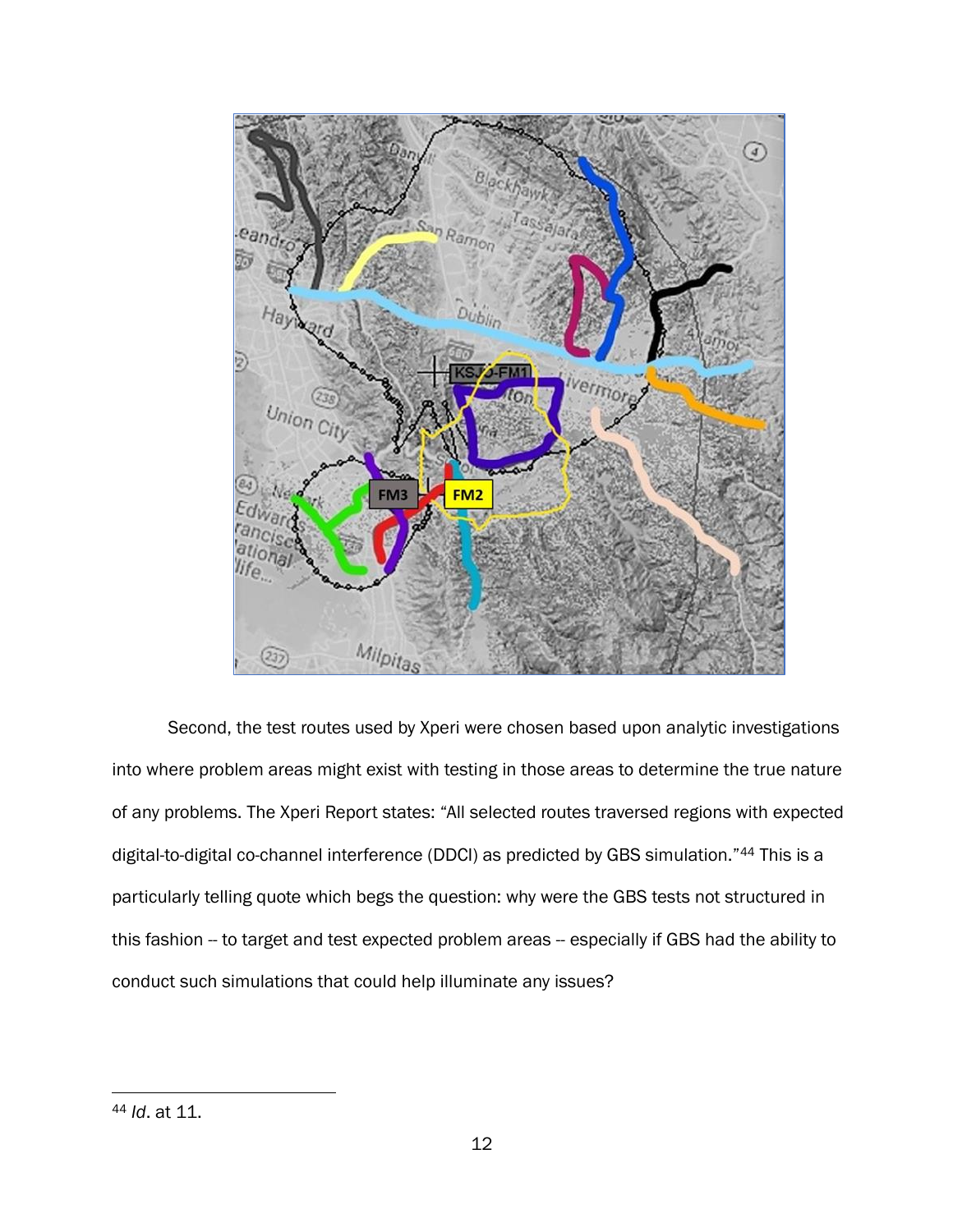Second, the test routes used by Xperi were chosen based upon analytic investigations into where problem areas might exist with testing in those areas to determine the true nature of any problems. The Xperi Report states: "All selected routes traversed regions with expected digital-to-digital co-channel interference (DDCI) as predicted by GBS simulation."[44] This is a particularly telling quote which begs the question: why were the GBS tests not structured in this fashion -- to target and test expected problem areas -- especially if GBS had the ability to conduct such simulations that could help illuminate any issues?

---

[44] *Id*. at 11.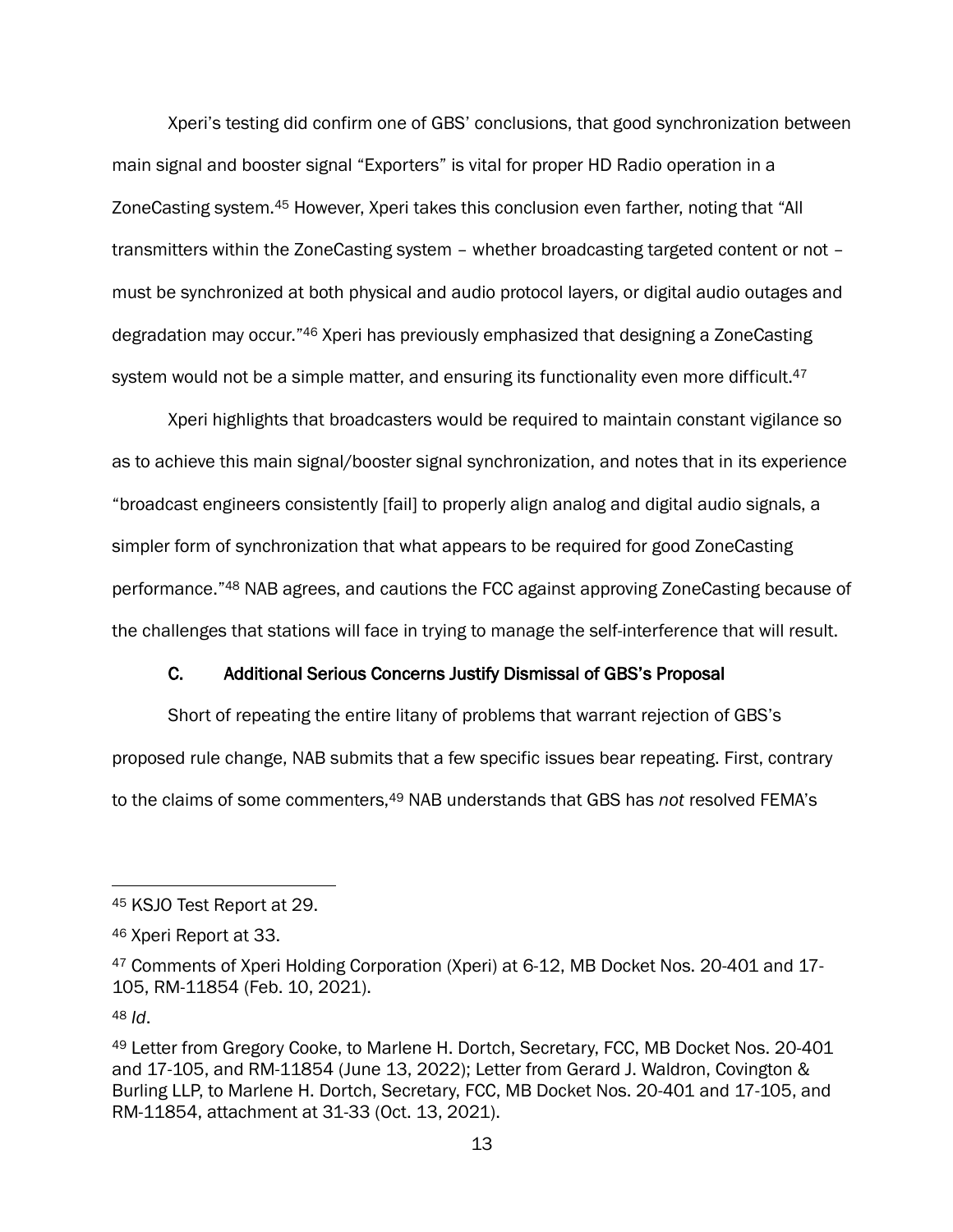Xperi's testing did confirm one of GBS' conclusions, that good synchronization between main signal and booster signal "Exporters" is vital for proper HD Radio operation in a ZoneCasting system.[45] However, Xperi takes this conclusion even farther, noting that "All transmitters within the ZoneCasting system – whether broadcasting targeted content or not – must be synchronized at both physical and audio protocol layers, or digital audio outages and degradation may occur."[46] Xperi has previously emphasized that designing a ZoneCasting system would not be a simple matter, and ensuring its functionality even more difficult.[47]

Xperi highlights that broadcasters would be required to maintain constant vigilance so as to achieve this main signal/booster signal synchronization, and notes that in its experience "broadcast engineers consistently [fail] to properly align analog and digital audio signals, a simpler form of synchronization that what appears to be required for good ZoneCasting performance."[48] NAB agrees, and cautions the FCC against approving ZoneCasting because of the challenges that stations will face in trying to manage the self-interference that will result.

### C. Additional Serious Concerns Justify Dismissal of GBS's Proposal

Short of repeating the entire litany of problems that warrant rejection of GBS's proposed rule change, NAB submits that a few specific issues bear repeating. First, contrary to the claims of some commenters,[49] NAB understands that GBS has *not* resolved FEMA's

---

[45] KSJO Test Report at 29.

[46] Xperi Report at 33.

[47] Comments of Xperi Holding Corporation (Xperi) at 6-12, MB Docket Nos. 20-401 and 17-105, RM-11854 (Feb. 10, 2021).

[48] *Id*.

[49] Letter from Gregory Cooke, to Marlene H. Dortch, Secretary, FCC, MB Docket Nos. 20-401 and 17-105, and RM-11854 (June 13, 2022); Letter from Gerard J. Waldron, Covington & Burling LLP, to Marlene H. Dortch, Secretary, FCC, MB Docket Nos. 20-401 and 17-105, and RM-11854, attachment at 31-33 (Oct. 13, 2021).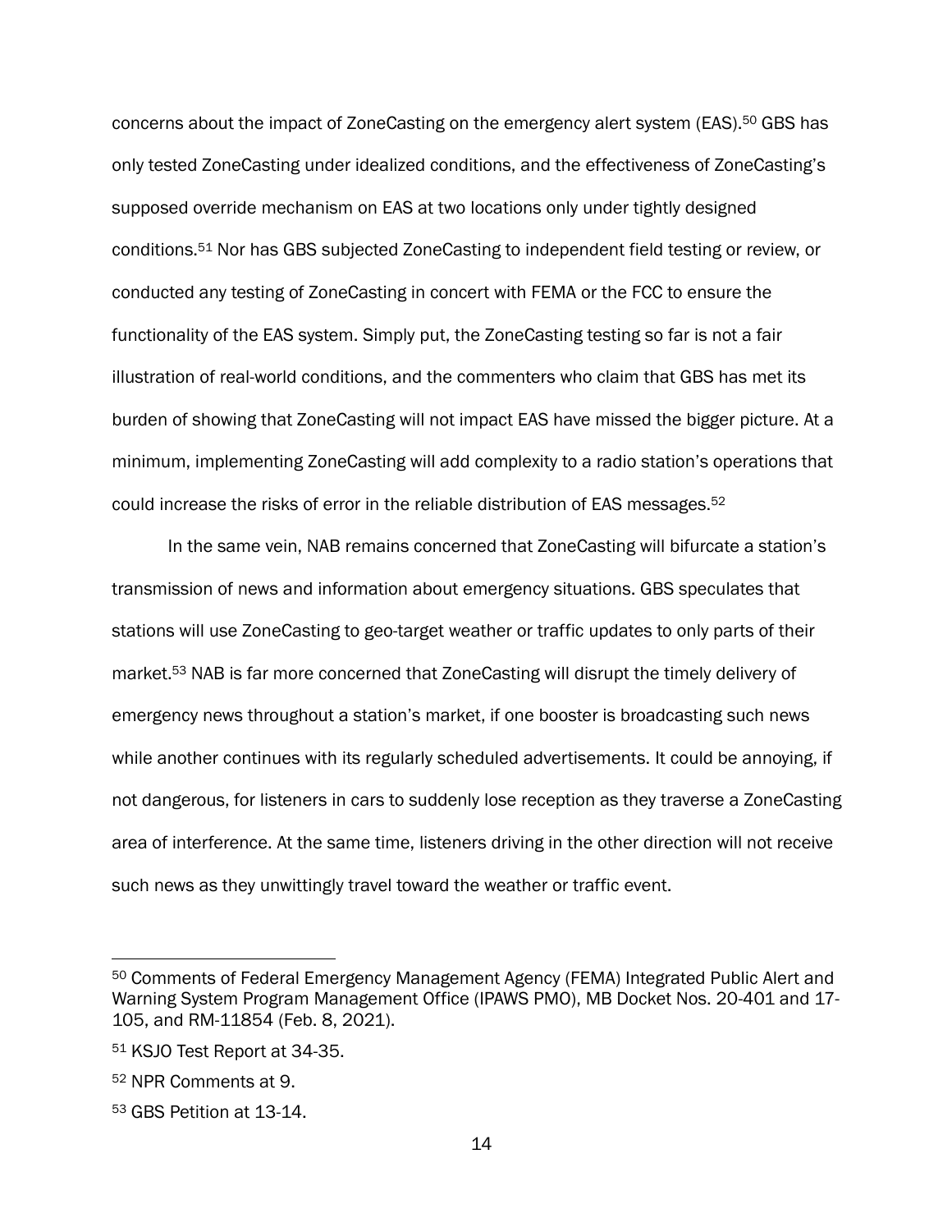concerns about the impact of ZoneCasting on the emergency alert system (EAS).[50] GBS has only tested ZoneCasting under idealized conditions, and the effectiveness of ZoneCasting's supposed override mechanism on EAS at two locations only under tightly designed conditions.[51] Nor has GBS subjected ZoneCasting to independent field testing or review, or conducted any testing of ZoneCasting in concert with FEMA or the FCC to ensure the functionality of the EAS system. Simply put, the ZoneCasting testing so far is not a fair illustration of real-world conditions, and the commenters who claim that GBS has met its burden of showing that ZoneCasting will not impact EAS have missed the bigger picture. At a minimum, implementing ZoneCasting will add complexity to a radio station's operations that could increase the risks of error in the reliable distribution of EAS messages.[52]

In the same vein, NAB remains concerned that ZoneCasting will bifurcate a station's transmission of news and information about emergency situations. GBS speculates that stations will use ZoneCasting to geo-target weather or traffic updates to only parts of their market.[53] NAB is far more concerned that ZoneCasting will disrupt the timely delivery of emergency news throughout a station's market, if one booster is broadcasting such news while another continues with its regularly scheduled advertisements. It could be annoying, if not dangerous, for listeners in cars to suddenly lose reception as they traverse a ZoneCasting area of interference. At the same time, listeners driving in the other direction will not receive such news as they unwittingly travel toward the weather or traffic event.

---

[50] Comments of Federal Emergency Management Agency (FEMA) Integrated Public Alert and Warning System Program Management Office (IPAWS PMO), MB Docket Nos. 20-401 and 17-105, and RM-11854 (Feb. 8, 2021).

[51] KSJO Test Report at 34-35.

[52] NPR Comments at 9.

[53] GBS Petition at 13-14.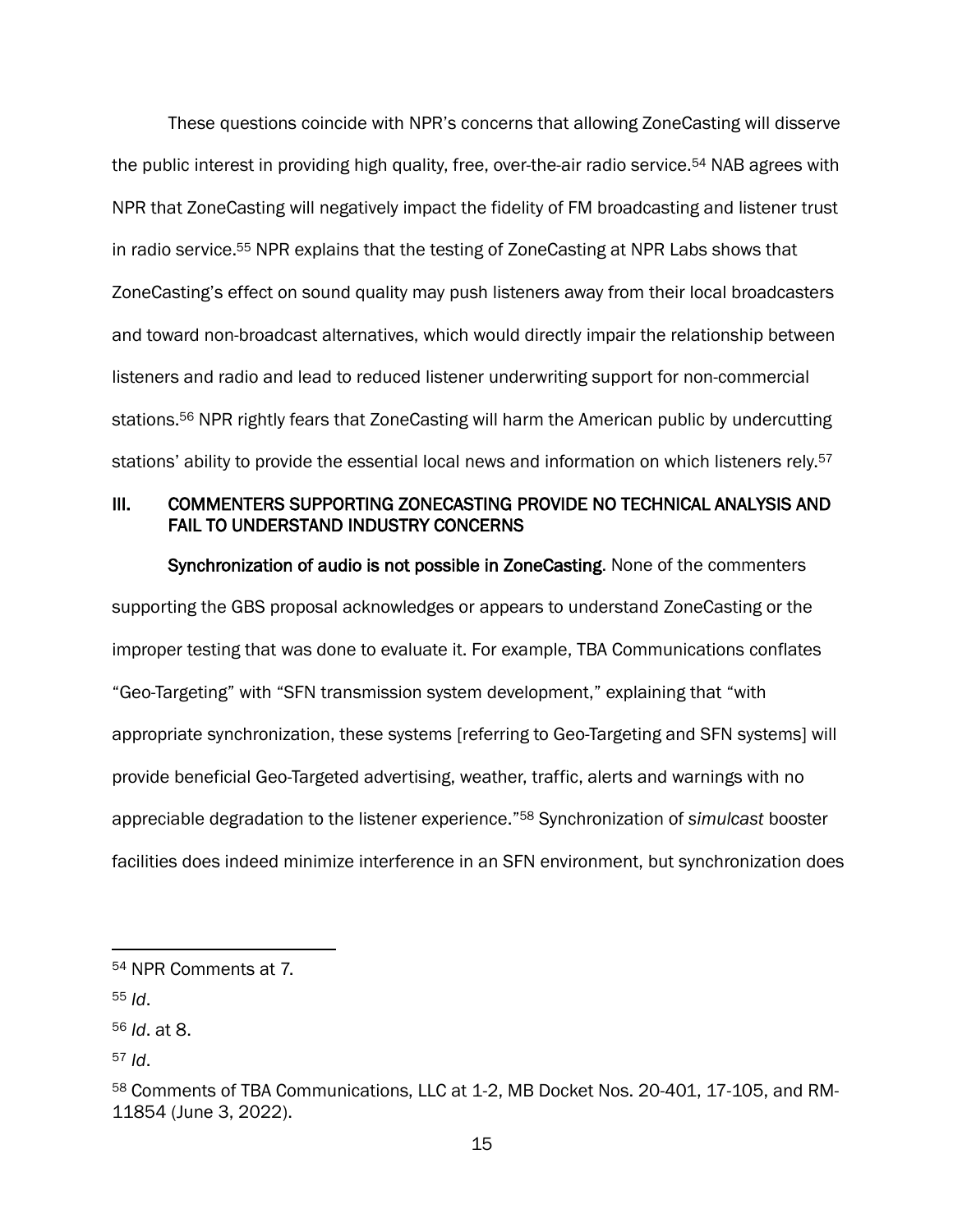These questions coincide with NPR's concerns that allowing ZoneCasting will disserve the public interest in providing high quality, free, over-the-air radio service.[54] NAB agrees with NPR that ZoneCasting will negatively impact the fidelity of FM broadcasting and listener trust in radio service.[55] NPR explains that the testing of ZoneCasting at NPR Labs shows that ZoneCasting's effect on sound quality may push listeners away from their local broadcasters and toward non-broadcast alternatives, which would directly impair the relationship between listeners and radio and lead to reduced listener underwriting support for non-commercial stations.[56] NPR rightly fears that ZoneCasting will harm the American public by undercutting stations' ability to provide the essential local news and information on which listeners rely.[57]

## III. COMMENTERS SUPPORTING ZONECASTING PROVIDE NO TECHNICAL ANALYSIS AND FAIL TO UNDERSTAND INDUSTRY CONCERNS

**Synchronization of audio is not possible in ZoneCasting**. None of the commenters supporting the GBS proposal acknowledges or appears to understand ZoneCasting or the improper testing that was done to evaluate it. For example, TBA Communications conflates "Geo-Targeting" with "SFN transmission system development," explaining that "with appropriate synchronization, these systems [referring to Geo-Targeting and SFN systems] will provide beneficial Geo-Targeted advertising, weather, traffic, alerts and warnings with no appreciable degradation to the listener experience."[58] Synchronization of *simulcast* booster facilities does indeed minimize interference in an SFN environment, but synchronization does

---

[54] NPR Comments at 7.

[55] *Id*.

[56] *Id*. at 8.

[57] *Id*.

[58] Comments of TBA Communications, LLC at 1-2, MB Docket Nos. 20-401, 17-105, and RM-11854 (June 3, 2022).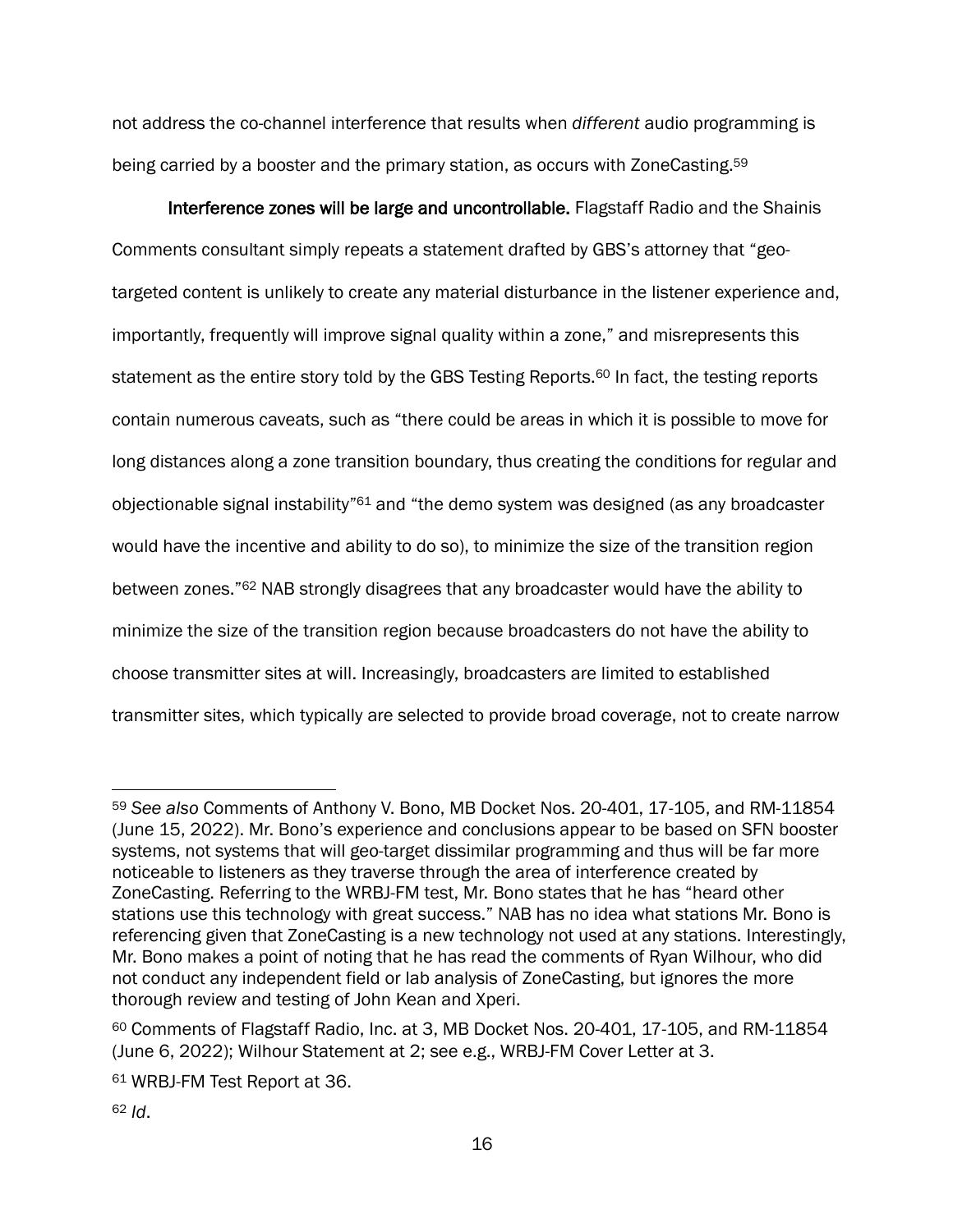not address the co-channel interference that results when *different* audio programming is being carried by a booster and the primary station, as occurs with ZoneCasting.[59]

**Interference zones will be large and uncontrollable.** Flagstaff Radio and the Shainis Comments consultant simply repeats a statement drafted by GBS's attorney that "geo-targeted content is unlikely to create any material disturbance in the listener experience and, importantly, frequently will improve signal quality within a zone," and misrepresents this statement as the entire story told by the GBS Testing Reports.[60] In fact, the testing reports contain numerous caveats, such as "there could be areas in which it is possible to move for long distances along a zone transition boundary, thus creating the conditions for regular and objectionable signal instability"[61] and "the demo system was designed (as any broadcaster would have the incentive and ability to do so), to minimize the size of the transition region between zones."[62] NAB strongly disagrees that any broadcaster would have the ability to minimize the size of the transition region because broadcasters do not have the ability to choose transmitter sites at will. Increasingly, broadcasters are limited to established transmitter sites, which typically are selected to provide broad coverage, not to create narrow

---

[59] *See also* Comments of Anthony V. Bono, MB Docket Nos. 20-401, 17-105, and RM-11854 (June 15, 2022). Mr. Bono's experience and conclusions appear to be based on SFN booster systems, not systems that will geo-target dissimilar programming and thus will be far more noticeable to listeners as they traverse through the area of interference created by ZoneCasting. Referring to the WRBJ-FM test, Mr. Bono states that he has "heard other stations use this technology with great success." NAB has no idea what stations Mr. Bono is referencing given that ZoneCasting is a new technology not used at any stations. Interestingly, Mr. Bono makes a point of noting that he has read the comments of Ryan Wilhour, who did not conduct any independent field or lab analysis of ZoneCasting, but ignores the more thorough review and testing of John Kean and Xperi.

[60] Comments of Flagstaff Radio, Inc. at 3, MB Docket Nos. 20-401, 17-105, and RM-11854 (June 6, 2022); Wilhour Statement at 2; see e.g., WRBJ-FM Cover Letter at 3.

[61] WRBJ-FM Test Report at 36.

[62] *Id*.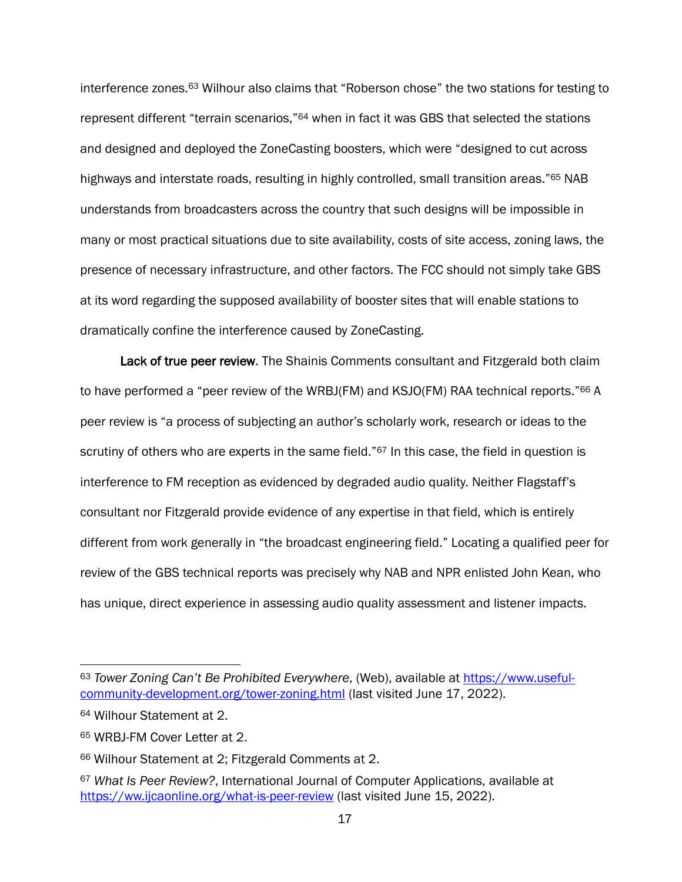interference zones.[63] Wilhour also claims that "Roberson chose" the two stations for testing to represent different "terrain scenarios,"[64] when in fact it was GBS that selected the stations and designed and deployed the ZoneCasting boosters, which were "designed to cut across highways and interstate roads, resulting in highly controlled, small transition areas."[65] NAB understands from broadcasters across the country that such designs will be impossible in many or most practical situations due to site availability, costs of site access, zoning laws, the presence of necessary infrastructure, and other factors. The FCC should not simply take GBS at its word regarding the supposed availability of booster sites that will enable stations to dramatically confine the interference caused by ZoneCasting.

**Lack of true peer review**. The Shainis Comments consultant and Fitzgerald both claim to have performed a "peer review of the WRBJ(FM) and KSJO(FM) RAA technical reports."[66] A peer review is "a process of subjecting an author's scholarly work, research or ideas to the scrutiny of others who are experts in the same field."[67] In this case, the field in question is interference to FM reception as evidenced by degraded audio quality. Neither Flagstaff's consultant nor Fitzgerald provide evidence of any expertise in that field, which is entirely different from work generally in "the broadcast engineering field." Locating a qualified peer for review of the GBS technical reports was precisely why NAB and NPR enlisted John Kean, who has unique, direct experience in assessing audio quality assessment and listener impacts.

---

[63] *Tower Zoning Can't Be Prohibited Everywhere*, (Web), available at https://www.useful-community-development.org/tower-zoning.html (last visited June 17, 2022).

[64] Wilhour Statement at 2.

[65] WRBJ-FM Cover Letter at 2.

[66] Wilhour Statement at 2; Fitzgerald Comments at 2.

[67] *What Is Peer Review?*, International Journal of Computer Applications, available at https://ww.ijcaonline.org/what-is-peer-review (last visited June 15, 2022).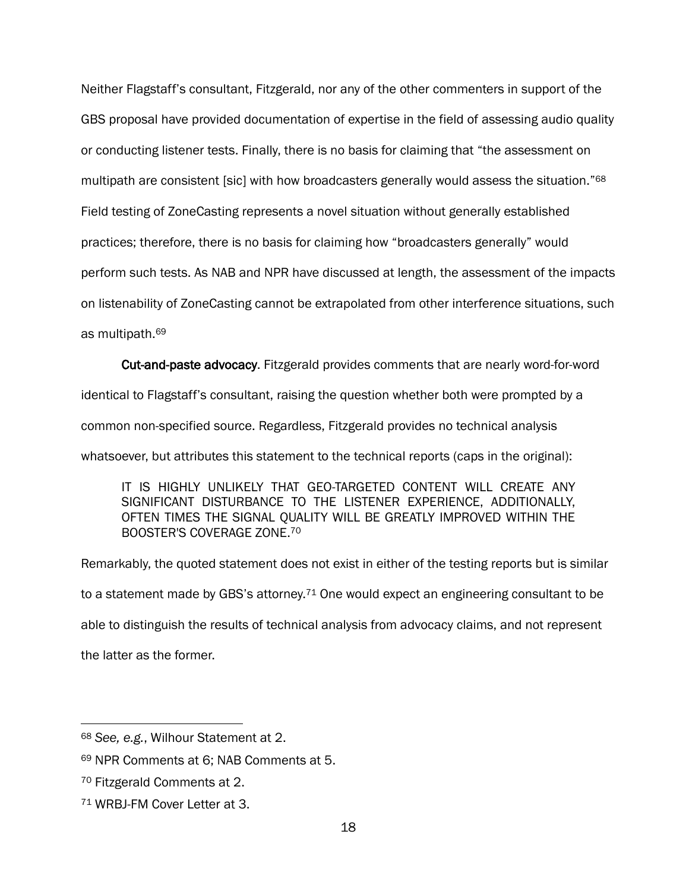Neither Flagstaff's consultant, Fitzgerald, nor any of the other commenters in support of the GBS proposal have provided documentation of expertise in the field of assessing audio quality or conducting listener tests. Finally, there is no basis for claiming that "the assessment on multipath are consistent [sic] with how broadcasters generally would assess the situation."[68] Field testing of ZoneCasting represents a novel situation without generally established practices; therefore, there is no basis for claiming how "broadcasters generally" would perform such tests. As NAB and NPR have discussed at length, the assessment of the impacts on listenability of ZoneCasting cannot be extrapolated from other interference situations, such as multipath.[69]

**Cut-and-paste advocacy**. Fitzgerald provides comments that are nearly word-for-word identical to Flagstaff's consultant, raising the question whether both were prompted by a common non-specified source. Regardless, Fitzgerald provides no technical analysis whatsoever, but attributes this statement to the technical reports (caps in the original):

> IT IS HIGHLY UNLIKELY THAT GEO-TARGETED CONTENT WILL CREATE ANY SIGNIFICANT DISTURBANCE TO THE LISTENER EXPERIENCE, ADDITIONALLY, OFTEN TIMES THE SIGNAL QUALITY WILL BE GREATLY IMPROVED WITHIN THE BOOSTER'S COVERAGE ZONE.[70]

Remarkably, the quoted statement does not exist in either of the testing reports but is similar to a statement made by GBS's attorney.[71] One would expect an engineering consultant to be able to distinguish the results of technical analysis from advocacy claims, and not represent the latter as the former.

---

[68] *See, e.g.*, Wilhour Statement at 2.

[69] NPR Comments at 6; NAB Comments at 5.

[70] Fitzgerald Comments at 2.

[71] WRBJ-FM Cover Letter at 3.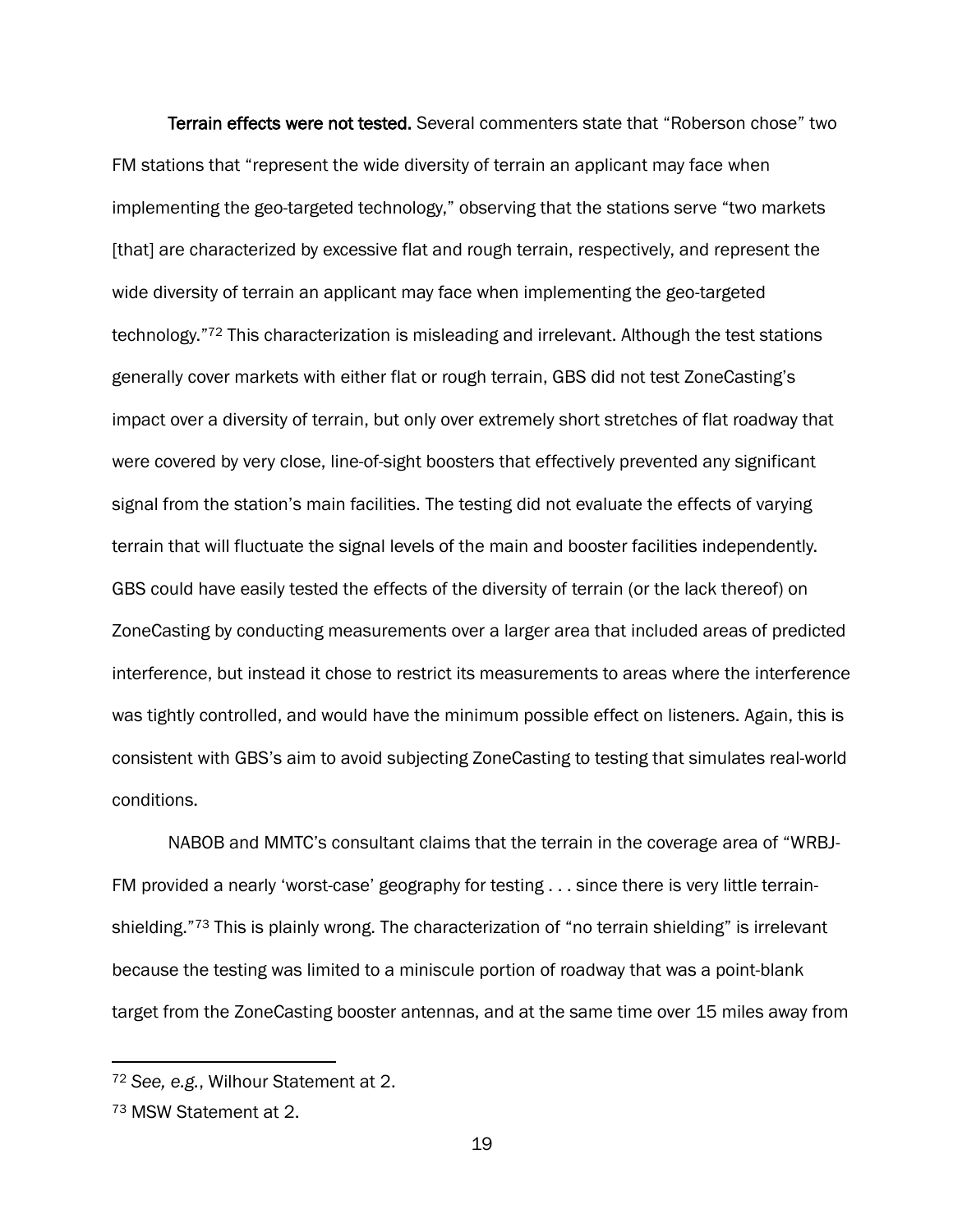**Terrain effects were not tested.** Several commenters state that "Roberson chose" two FM stations that "represent the wide diversity of terrain an applicant may face when implementing the geo-targeted technology," observing that the stations serve "two markets [that] are characterized by excessive flat and rough terrain, respectively, and represent the wide diversity of terrain an applicant may face when implementing the geo-targeted technology."[72] This characterization is misleading and irrelevant. Although the test stations generally cover markets with either flat or rough terrain, GBS did not test ZoneCasting's impact over a diversity of terrain, but only over extremely short stretches of flat roadway that were covered by very close, line-of-sight boosters that effectively prevented any significant signal from the station's main facilities. The testing did not evaluate the effects of varying terrain that will fluctuate the signal levels of the main and booster facilities independently. GBS could have easily tested the effects of the diversity of terrain (or the lack thereof) on ZoneCasting by conducting measurements over a larger area that included areas of predicted interference, but instead it chose to restrict its measurements to areas where the interference was tightly controlled, and would have the minimum possible effect on listeners. Again, this is consistent with GBS's aim to avoid subjecting ZoneCasting to testing that simulates real-world conditions.

NABOB and MMTC's consultant claims that the terrain in the coverage area of "WRBJ-FM provided a nearly 'worst-case' geography for testing . . . since there is very little terrain-shielding."[73] This is plainly wrong. The characterization of "no terrain shielding" is irrelevant because the testing was limited to a miniscule portion of roadway that was a point-blank target from the ZoneCasting booster antennas, and at the same time over 15 miles away from

---

[72] *See, e.g.*, Wilhour Statement at 2.

[73] MSW Statement at 2.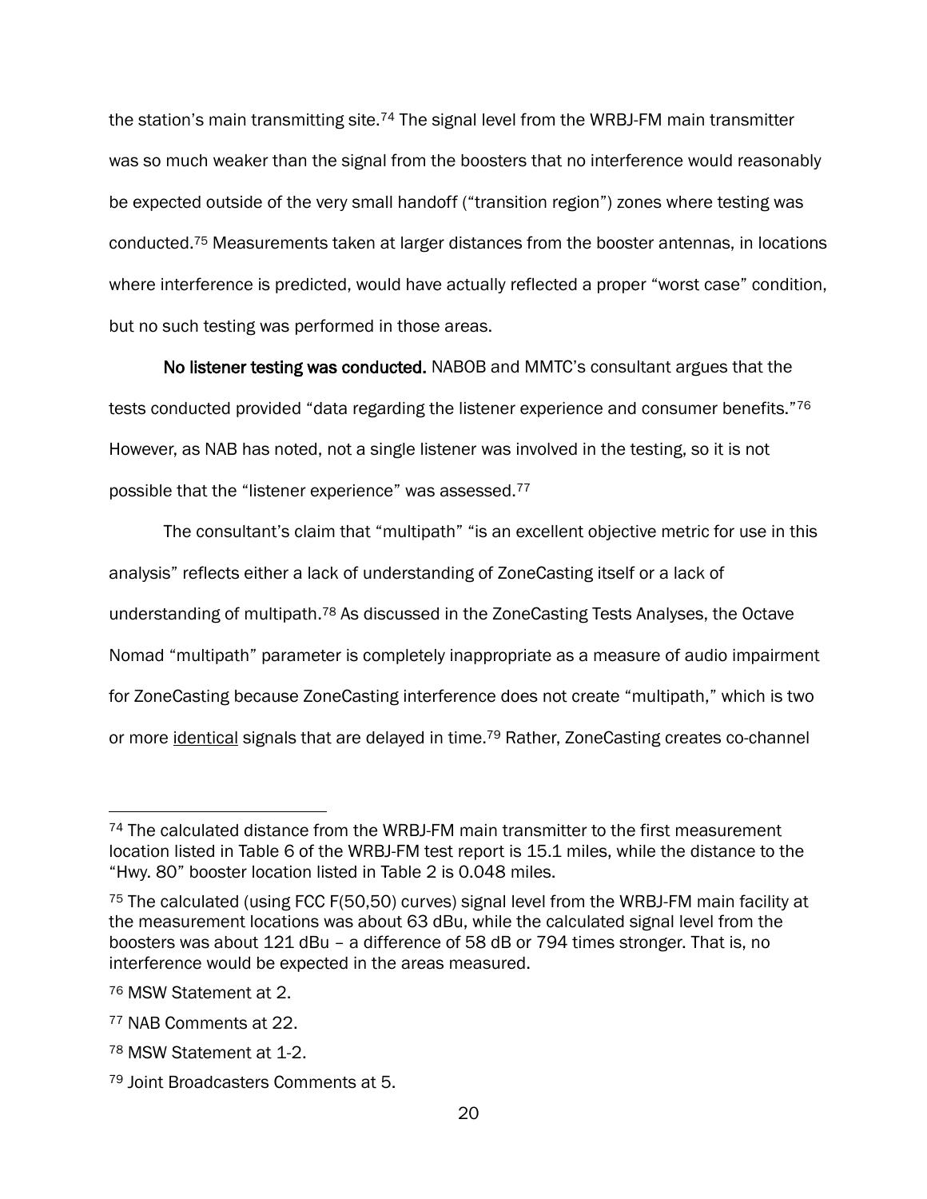the station's main transmitting site.[74] The signal level from the WRBJ-FM main transmitter was so much weaker than the signal from the boosters that no interference would reasonably be expected outside of the very small handoff ("transition region") zones where testing was conducted.[75] Measurements taken at larger distances from the booster antennas, in locations where interference is predicted, would have actually reflected a proper "worst case" condition, but no such testing was performed in those areas.

**No listener testing was conducted.** NABOB and MMTC's consultant argues that the tests conducted provided "data regarding the listener experience and consumer benefits."[76] However, as NAB has noted, not a single listener was involved in the testing, so it is not possible that the "listener experience" was assessed.[77]

The consultant's claim that "multipath" "is an excellent objective metric for use in this analysis" reflects either a lack of understanding of ZoneCasting itself or a lack of understanding of multipath.[78] As discussed in the ZoneCasting Tests Analyses, the Octave Nomad "multipath" parameter is completely inappropriate as a measure of audio impairment for ZoneCasting because ZoneCasting interference does not create "multipath," which is two or more <u>identical</u> signals that are delayed in time.[79] Rather, ZoneCasting creates co-channel

---

[74] The calculated distance from the WRBJ-FM main transmitter to the first measurement location listed in Table 6 of the WRBJ-FM test report is 15.1 miles, while the distance to the "Hwy. 80" booster location listed in Table 2 is 0.048 miles.

[75] The calculated (using FCC F(50,50) curves) signal level from the WRBJ-FM main facility at the measurement locations was about 63 dBu, while the calculated signal level from the boosters was about 121 dBu – a difference of 58 dB or 794 times stronger. That is, no interference would be expected in the areas measured.

[76] MSW Statement at 2.

[77] NAB Comments at 22.

[78] MSW Statement at 1-2.

[79] Joint Broadcasters Comments at 5.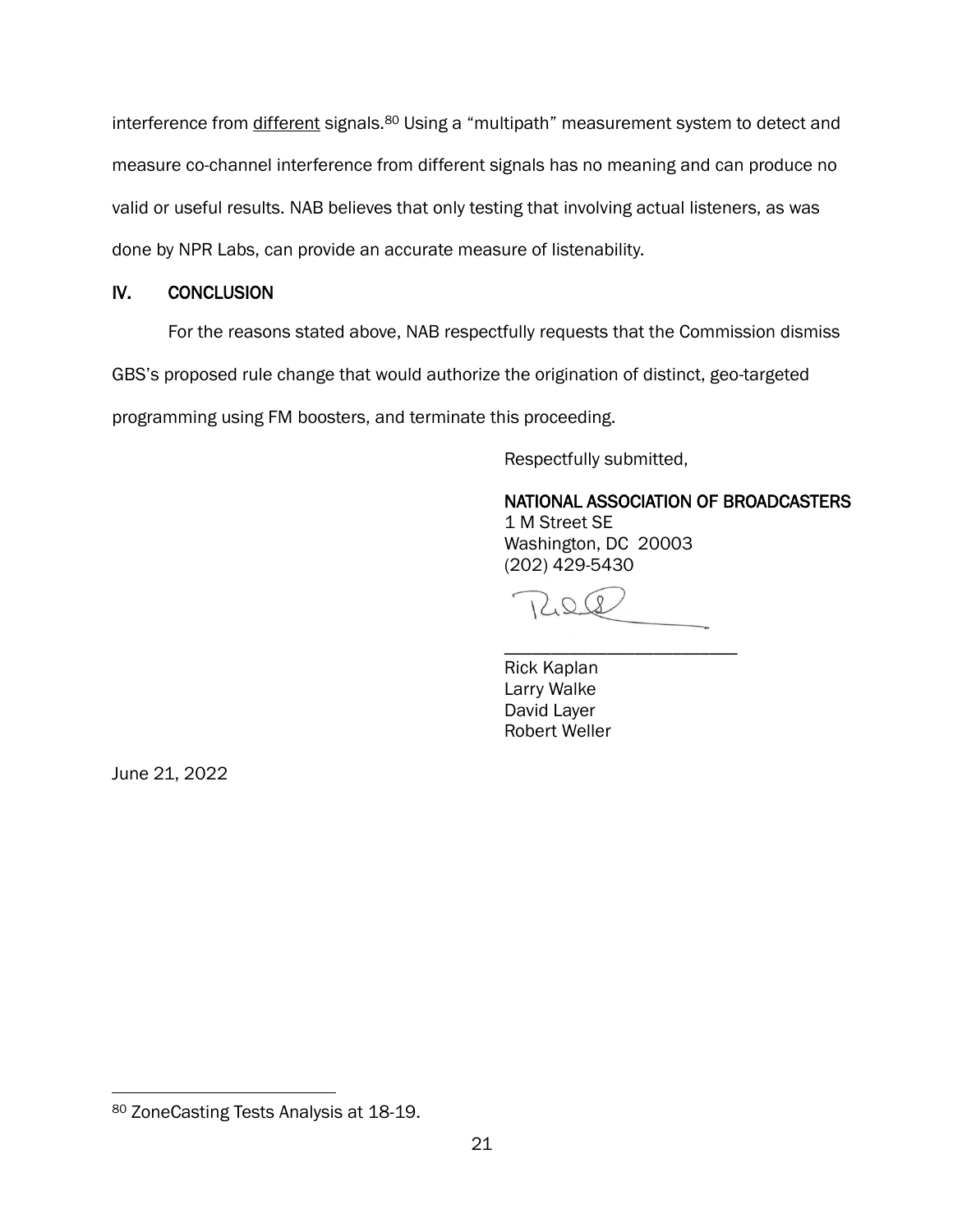interference from different signals.[80] Using a "multipath" measurement system to detect and measure co-channel interference from different signals has no meaning and can produce no valid or useful results. NAB believes that only testing that involving actual listeners, as was done by NPR Labs, can provide an accurate measure of listenability.

## IV. CONCLUSION

For the reasons stated above, NAB respectfully requests that the Commission dismiss GBS's proposed rule change that would authorize the origination of distinct, geo-targeted programming using FM boosters, and terminate this proceeding.

Respectfully submitted,

NATIONAL ASSOCIATION OF BROADCASTERS
1 M Street SE
Washington, DC 20003
(202) 429-5430

\_\_\_\_\_\_\_\_\_\_\_\_\_\_\_\_\_\_\_\_\_\_\_\_\_\_
Rick Kaplan
Larry Walke
David Layer
Robert Weller

June 21, 2022

---

[80] ZoneCasting Tests Analysis at 18-19.